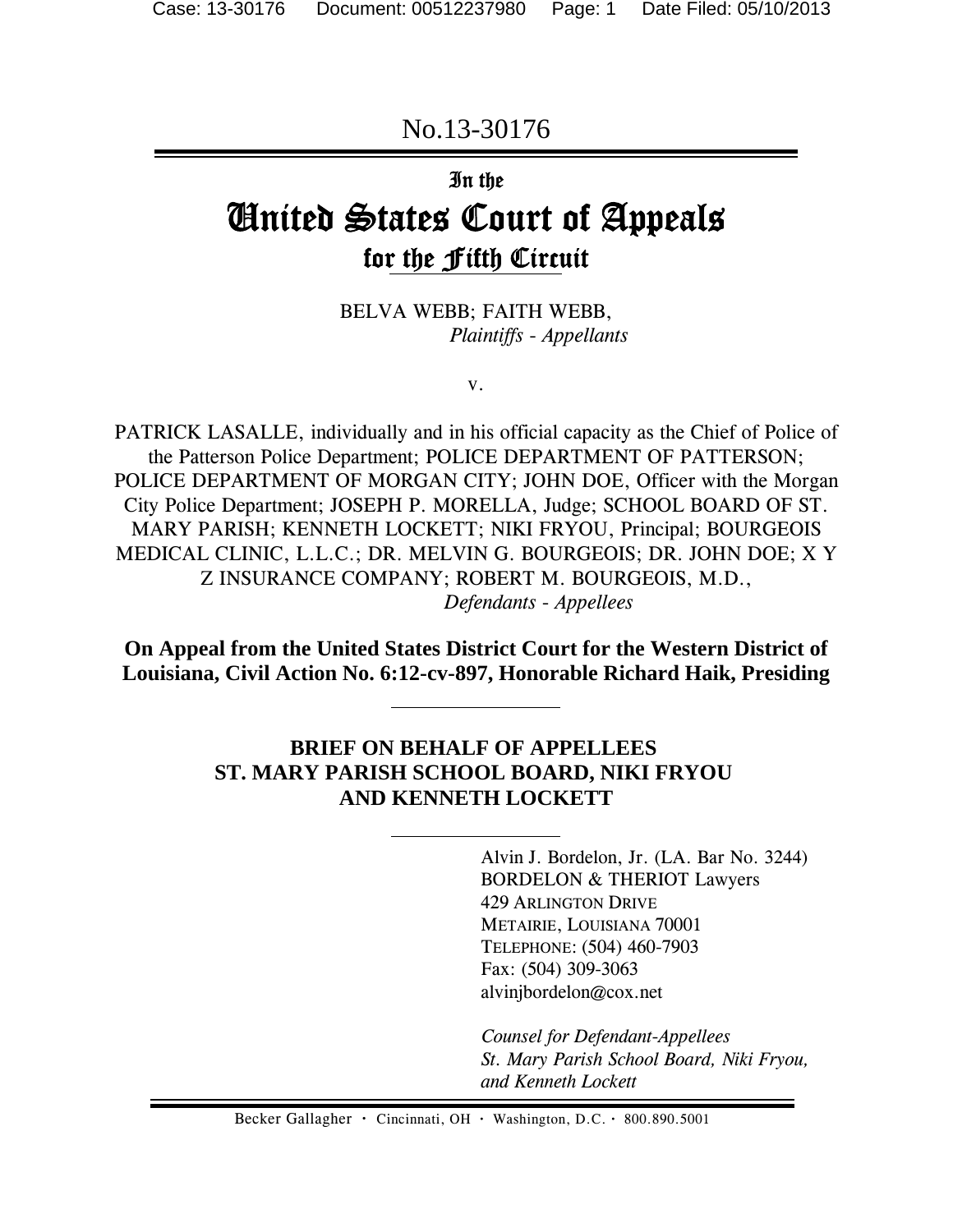No.13-30176

# In the United States Court of Appeals for the Fifth Circuit

BELVA WEBB; FAITH WEBB,
*Plaintiffs - Appellants*

v.

PATRICK LASALLE, individually and in his official capacity as the Chief of Police of the Patterson Police Department; POLICE DEPARTMENT OF PATTERSON; POLICE DEPARTMENT OF MORGAN CITY; JOHN DOE, Officer with the Morgan City Police Department; JOSEPH P. MORELLA, Judge; SCHOOL BOARD OF ST. MARY PARISH; KENNETH LOCKETT; NIKI FRYOU, Principal; BOURGEOIS MEDICAL CLINIC, L.L.C.; DR. MELVIN G. BOURGEOIS; DR. JOHN DOE; X Y Z INSURANCE COMPANY; ROBERT M. BOURGEOIS, M.D.,
*Defendants - Appellees*

**On Appeal from the United States District Court for the Western District of Louisiana, Civil Action No. 6:12-cv-897, Honorable Richard Haik, Presiding**

## BRIEF ON BEHALF OF APPELLEES ST. MARY PARISH SCHOOL BOARD, NIKI FRYOU AND KENNETH LOCKETT

Alvin J. Bordelon, Jr. (LA. Bar No. 3244)
BORDELON & THERIOT Lawyers
429 ARLINGTON DRIVE
METAIRIE, LOUISIANA 70001
TELEPHONE: (504) 460-7903
Fax: (504) 309-3063
alvinjbordelon@cox.net

*Counsel for Defendant-Appellees St. Mary Parish School Board, Niki Fryou, and Kenneth Lockett*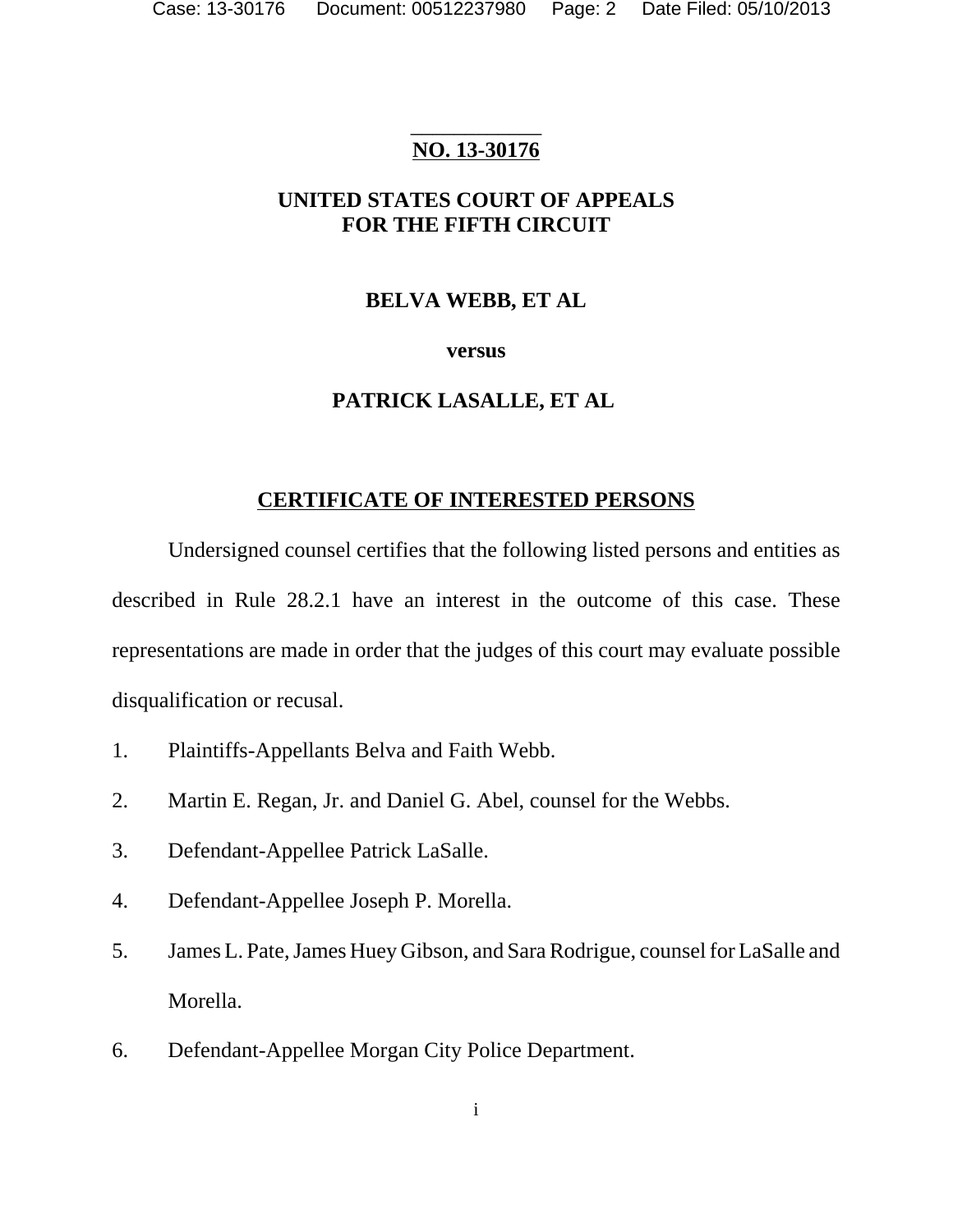**NO. 13-30176**

**UNITED STATES COURT OF APPEALS**
**FOR THE FIFTH CIRCUIT**

**BELVA WEBB, ET AL**

**versus**

**PATRICK LASALLE, ET AL**

## CERTIFICATE OF INTERESTED PERSONS

Undersigned counsel certifies that the following listed persons and entities as described in Rule 28.2.1 have an interest in the outcome of this case. These representations are made in order that the judges of this court may evaluate possible disqualification or recusal.

1. Plaintiffs-Appellants Belva and Faith Webb.
2. Martin E. Regan, Jr. and Daniel G. Abel, counsel for the Webbs.
3. Defendant-Appellee Patrick LaSalle.
4. Defendant-Appellee Joseph P. Morella.
5. James L. Pate, James Huey Gibson, and Sara Rodrigue, counsel for LaSalle and Morella.
6. Defendant-Appellee Morgan City Police Department.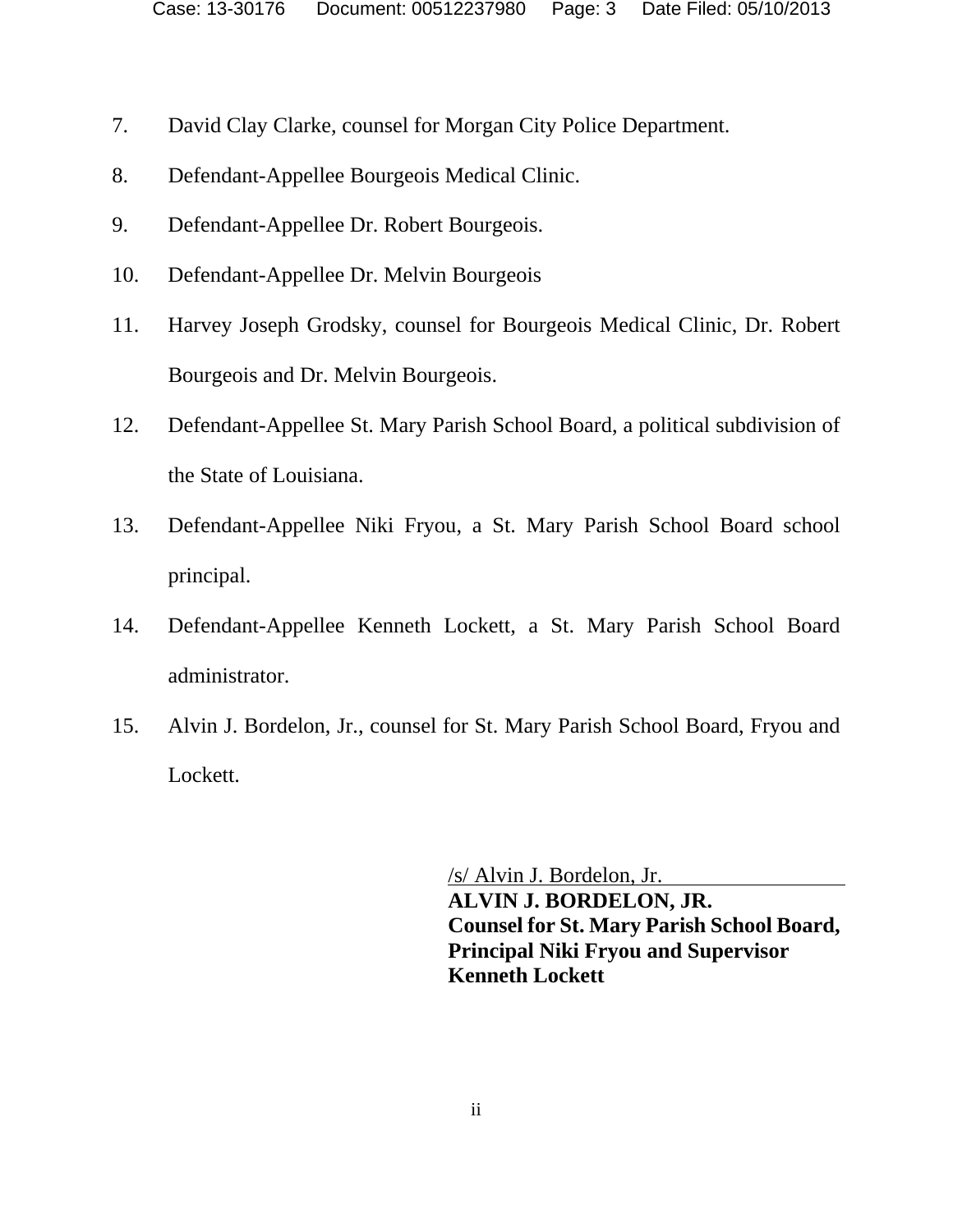7. David Clay Clarke, counsel for Morgan City Police Department.

8. Defendant-Appellee Bourgeois Medical Clinic.

9. Defendant-Appellee Dr. Robert Bourgeois.

10. Defendant-Appellee Dr. Melvin Bourgeois

11. Harvey Joseph Grodsky, counsel for Bourgeois Medical Clinic, Dr. Robert Bourgeois and Dr. Melvin Bourgeois.

12. Defendant-Appellee St. Mary Parish School Board, a political subdivision of the State of Louisiana.

13. Defendant-Appellee Niki Fryou, a St. Mary Parish School Board school principal.

14. Defendant-Appellee Kenneth Lockett, a St. Mary Parish School Board administrator.

15. Alvin J. Bordelon, Jr., counsel for St. Mary Parish School Board, Fryou and Lockett.

/s/ Alvin J. Bordelon, Jr.
**ALVIN J. BORDELON, JR.**
**Counsel for St. Mary Parish School Board, Principal Niki Fryou and Supervisor Kenneth Lockett**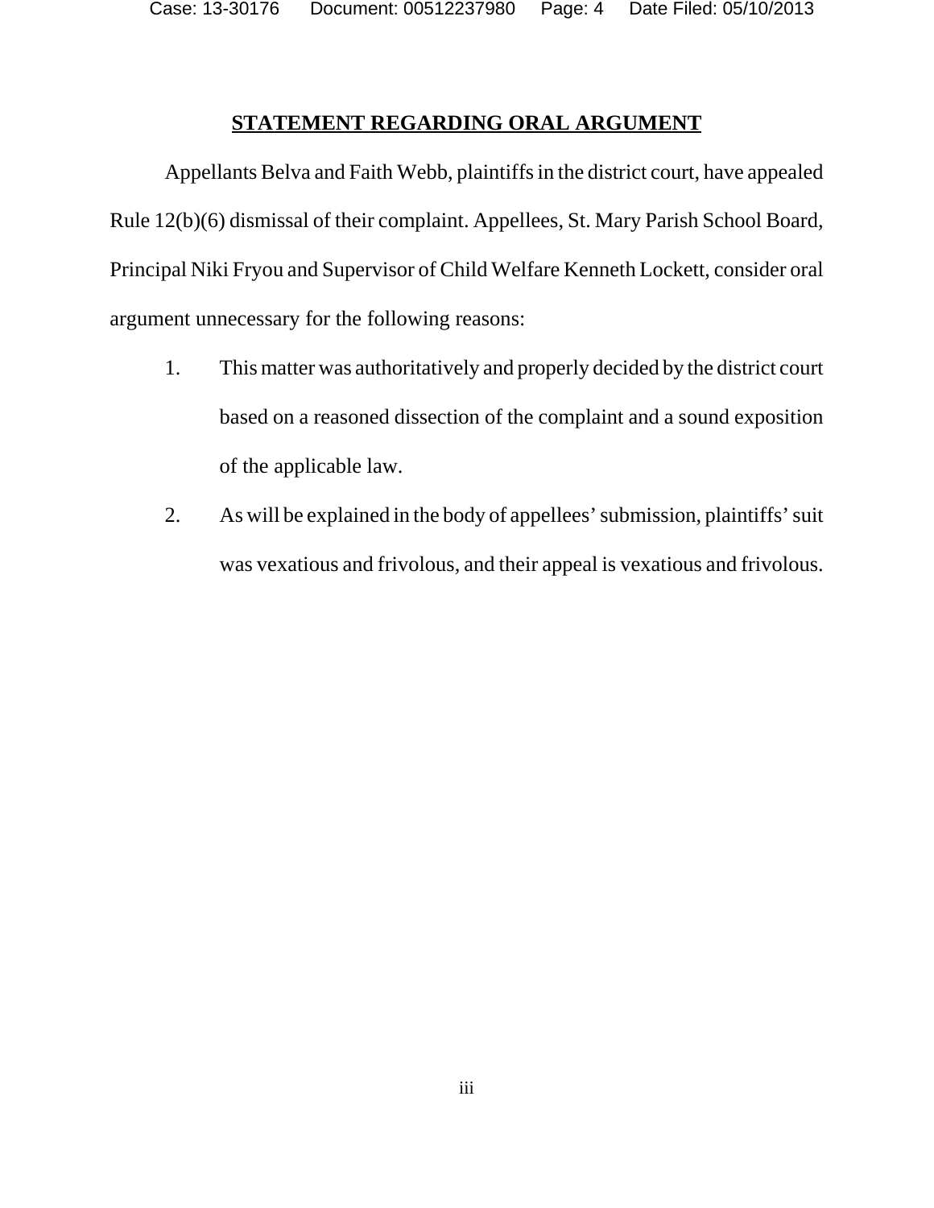## STATEMENT REGARDING ORAL ARGUMENT

Appellants Belva and Faith Webb, plaintiffs in the district court, have appealed Rule 12(b)(6) dismissal of their complaint. Appellees, St. Mary Parish School Board, Principal Niki Fryou and Supervisor of Child Welfare Kenneth Lockett, consider oral argument unnecessary for the following reasons:

1. This matter was authoritatively and properly decided by the district court based on a reasoned dissection of the complaint and a sound exposition of the applicable law.
2. As will be explained in the body of appellees' submission, plaintiffs' suit was vexatious and frivolous, and their appeal is vexatious and frivolous.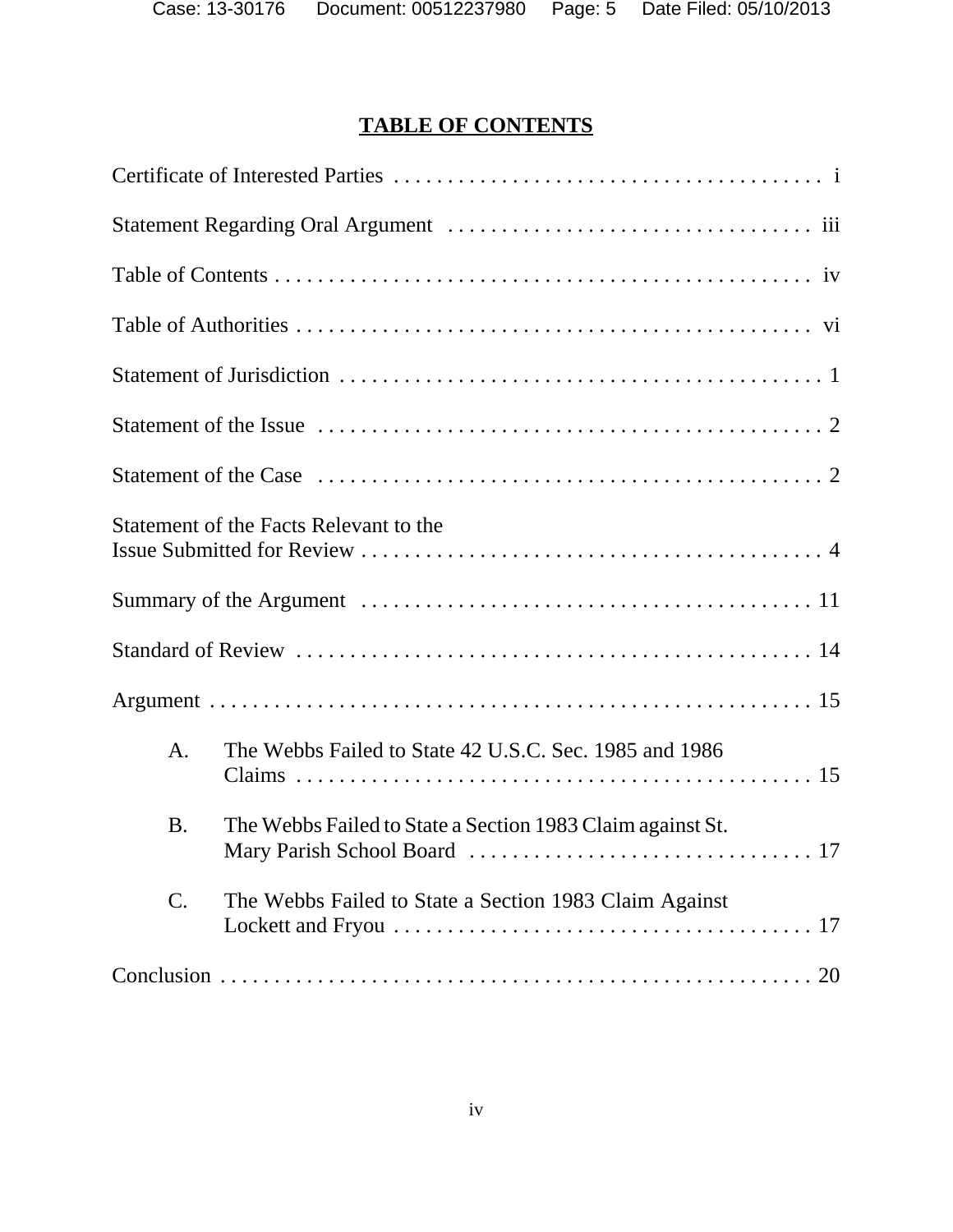# TABLE OF CONTENTS

Certificate of Interested Parties . . . . . . . . . . . . . . . . . . . . . . . . . . . . . . . . . . . . . . . . i

Statement Regarding Oral Argument . . . . . . . . . . . . . . . . . . . . . . . . . . . . . . . . . . iii

Table of Contents . . . . . . . . . . . . . . . . . . . . . . . . . . . . . . . . . . . . . . . . . . . . . . . . . iv

Table of Authorities . . . . . . . . . . . . . . . . . . . . . . . . . . . . . . . . . . . . . . . . . . . . . . . vi

Statement of Jurisdiction . . . . . . . . . . . . . . . . . . . . . . . . . . . . . . . . . . . . . . . . . . . . 1

Statement of the Issue . . . . . . . . . . . . . . . . . . . . . . . . . . . . . . . . . . . . . . . . . . . . . . 2

Statement of the Case . . . . . . . . . . . . . . . . . . . . . . . . . . . . . . . . . . . . . . . . . . . . . . 2

Statement of the Facts Relevant to the Issue Submitted for Review . . . . . . . . . . . . . . . . . . . . . . . . . . . . . . . . . . . . . . . . . . . 4

Summary of the Argument . . . . . . . . . . . . . . . . . . . . . . . . . . . . . . . . . . . . . . . . . . 11

Standard of Review . . . . . . . . . . . . . . . . . . . . . . . . . . . . . . . . . . . . . . . . . . . . . . . . 14

Argument . . . . . . . . . . . . . . . . . . . . . . . . . . . . . . . . . . . . . . . . . . . . . . . . . . . . . . . 15

A. The Webbs Failed to State 42 U.S.C. Sec. 1985 and 1986 Claims . . . . . . . . . . . . . . . . . . . . . . . . . . . . . . . . . . . . . . . . . . . . . . . . 15

B. The Webbs Failed to State a Section 1983 Claim against St. Mary Parish School Board . . . . . . . . . . . . . . . . . . . . . . . . . . . . . . . . 17

C. The Webbs Failed to State a Section 1983 Claim Against Lockett and Fryou . . . . . . . . . . . . . . . . . . . . . . . . . . . . . . . . . . . . . . . 17

Conclusion . . . . . . . . . . . . . . . . . . . . . . . . . . . . . . . . . . . . . . . . . . . . . . . . . . . . . . 20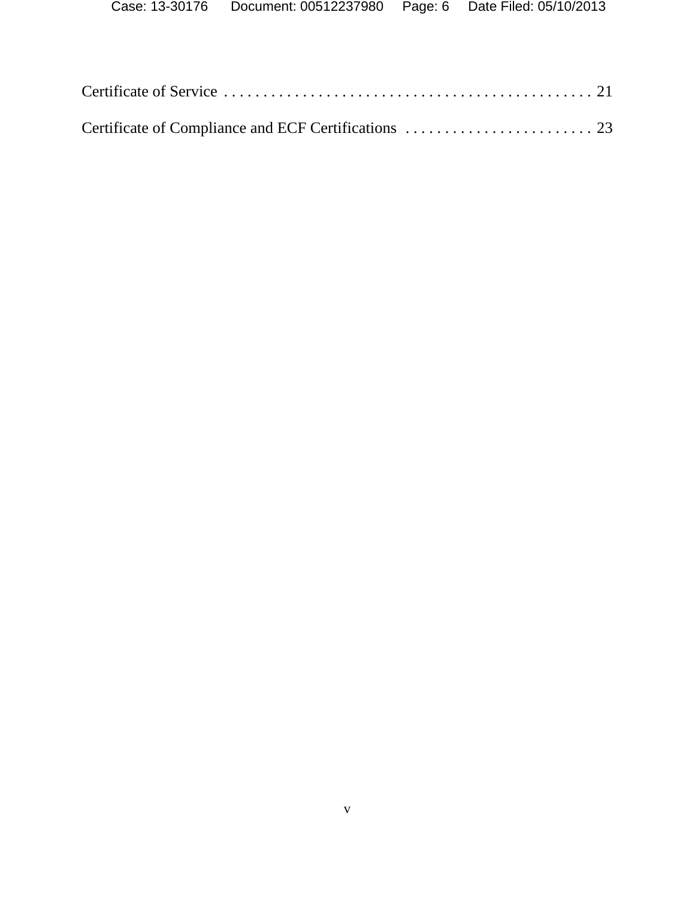Certificate of Service . . . . . . . . . . . . . . . . . . . . . . . . . . . . . . . . . . . . . . . . . . . . . . 21

Certificate of Compliance and ECF Certifications . . . . . . . . . . . . . . . . . . . . . . . . 23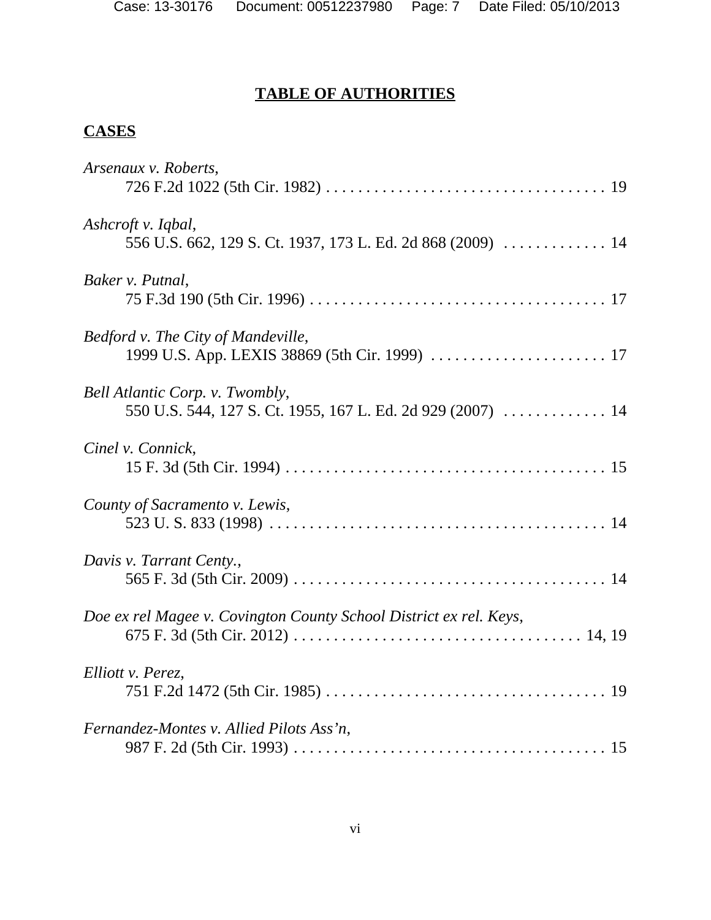# TABLE OF AUTHORITIES

## CASES

*Arsenaux v. Roberts*,
726 F.2d 1022 (5th Cir. 1982) . . . . . . . . . . . . . . . . . . . . . . . . . . . . . . . . . . . 19

*Ashcroft v. Iqbal*,
556 U.S. 662, 129 S. Ct. 1937, 173 L. Ed. 2d 868 (2009) . . . . . . . . . . . . . 14

*Baker v. Putnal*,
75 F.3d 190 (5th Cir. 1996) . . . . . . . . . . . . . . . . . . . . . . . . . . . . . . . . . . . . . 17

*Bedford v. The City of Mandeville*,
1999 U.S. App. LEXIS 38869 (5th Cir. 1999) . . . . . . . . . . . . . . . . . . . . . . 17

*Bell Atlantic Corp. v. Twombly*,
550 U.S. 544, 127 S. Ct. 1955, 167 L. Ed. 2d 929 (2007) . . . . . . . . . . . . . 14

*Cinel v. Connick*,
15 F. 3d (5th Cir. 1994) . . . . . . . . . . . . . . . . . . . . . . . . . . . . . . . . . . . . . . . . 15

*County of Sacramento v. Lewis*,
523 U. S. 833 (1998) . . . . . . . . . . . . . . . . . . . . . . . . . . . . . . . . . . . . . . . . . . 14

*Davis v. Tarrant Centy.*,
565 F. 3d (5th Cir. 2009) . . . . . . . . . . . . . . . . . . . . . . . . . . . . . . . . . . . . . . . 14

*Doe ex rel Magee v. Covington County School District ex rel. Keys*,
675 F. 3d (5th Cir. 2012) . . . . . . . . . . . . . . . . . . . . . . . . . . . . . . . . . . . . 14, 19

*Elliott v. Perez*,
751 F.2d 1472 (5th Cir. 1985) . . . . . . . . . . . . . . . . . . . . . . . . . . . . . . . . . . . 19

*Fernandez-Montes v. Allied Pilots Ass'n*,
987 F. 2d (5th Cir. 1993) . . . . . . . . . . . . . . . . . . . . . . . . . . . . . . . . . . . . . . . 15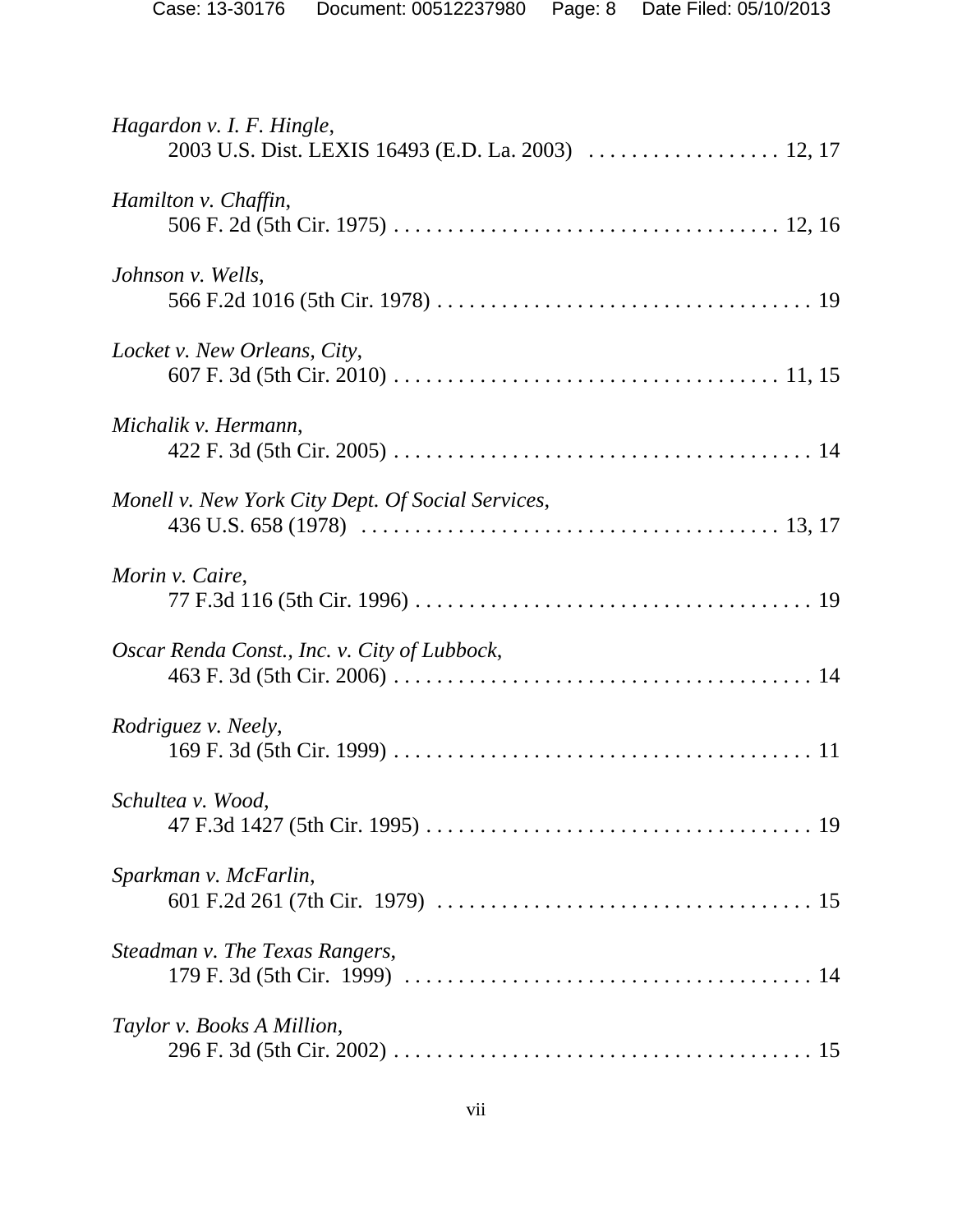*Hagardon v. I. F. Hingle*,
2003 U.S. Dist. LEXIS 16493 (E.D. La. 2003) . . . . . . . . . . . . . . . . . . 12, 17

*Hamilton v. Chaffin*,
506 F. 2d (5th Cir. 1975) . . . . . . . . . . . . . . . . . . . . . . . . . . . . . . . . . . . . 12, 16

*Johnson v. Wells*,
566 F.2d 1016 (5th Cir. 1978) . . . . . . . . . . . . . . . . . . . . . . . . . . . . . . . . . . 19

*Locket v. New Orleans, City*,
607 F. 3d (5th Cir. 2010) . . . . . . . . . . . . . . . . . . . . . . . . . . . . . . . . . . . . 11, 15

*Michalik v. Hermann*,
422 F. 3d (5th Cir. 2005) . . . . . . . . . . . . . . . . . . . . . . . . . . . . . . . . . . . . . . 14

*Monell v. New York City Dept. Of Social Services*,
436 U.S. 658 (1978) . . . . . . . . . . . . . . . . . . . . . . . . . . . . . . . . . . . . . . 13, 17

*Morin v. Caire*,
77 F.3d 116 (5th Cir. 1996) . . . . . . . . . . . . . . . . . . . . . . . . . . . . . . . . . . . . 19

*Oscar Renda Const., Inc. v. City of Lubbock*,
463 F. 3d (5th Cir. 2006) . . . . . . . . . . . . . . . . . . . . . . . . . . . . . . . . . . . . . . 14

*Rodriguez v. Neely*,
169 F. 3d (5th Cir. 1999) . . . . . . . . . . . . . . . . . . . . . . . . . . . . . . . . . . . . . . 11

*Schultea v. Wood*,
47 F.3d 1427 (5th Cir. 1995) . . . . . . . . . . . . . . . . . . . . . . . . . . . . . . . . . . . 19

*Sparkman v. McFarlin*,
601 F.2d 261 (7th Cir. 1979) . . . . . . . . . . . . . . . . . . . . . . . . . . . . . . . . . . 15

*Steadman v. The Texas Rangers*,
179 F. 3d (5th Cir. 1999) . . . . . . . . . . . . . . . . . . . . . . . . . . . . . . . . . . . . . 14

*Taylor v. Books A Million*,
296 F. 3d (5th Cir. 2002) . . . . . . . . . . . . . . . . . . . . . . . . . . . . . . . . . . . . . . 15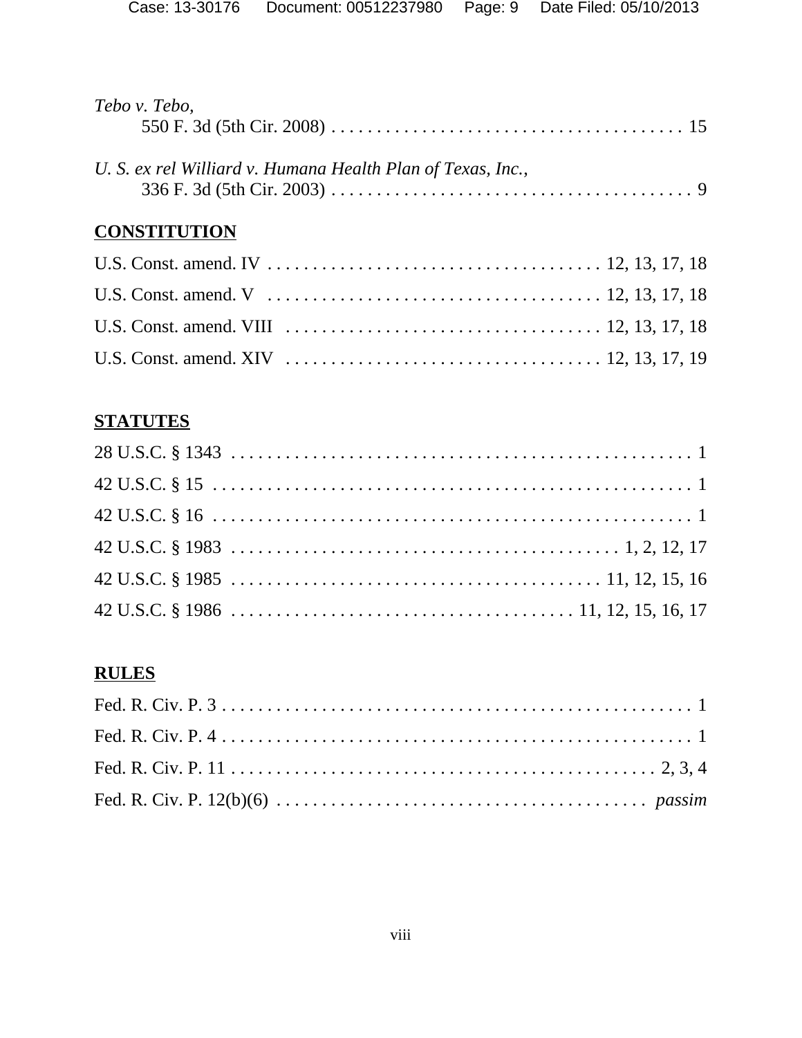*Tebo v. Tebo*,
550 F. 3d (5th Cir. 2008) . . . . . . . . . . . . . . . . . . . . . . . . . . . . . . . . . . . . . . . 15

*U. S. ex rel Williard v. Humana Health Plan of Texas, Inc.*,
336 F. 3d (5th Cir. 2003) . . . . . . . . . . . . . . . . . . . . . . . . . . . . . . . . . . . . . . . . . 9

**CONSTITUTION**

U.S. Const. amend. IV . . . . . . . . . . . . . . . . . . . . . . . . . . . . . . . . . . . . 12, 13, 17, 18

U.S. Const. amend. V . . . . . . . . . . . . . . . . . . . . . . . . . . . . . . . . . . . . 12, 13, 17, 18

U.S. Const. amend. VIII . . . . . . . . . . . . . . . . . . . . . . . . . . . . . . . . . . 12, 13, 17, 18

U.S. Const. amend. XIV . . . . . . . . . . . . . . . . . . . . . . . . . . . . . . . . . . 12, 13, 17, 19

**STATUTES**

28 U.S.C. § 1343 . . . . . . . . . . . . . . . . . . . . . . . . . . . . . . . . . . . . . . . . . . . . . . . . . . . . 1

42 U.S.C. § 15 . . . . . . . . . . . . . . . . . . . . . . . . . . . . . . . . . . . . . . . . . . . . . . . . . . . . . . 1

42 U.S.C. § 16 . . . . . . . . . . . . . . . . . . . . . . . . . . . . . . . . . . . . . . . . . . . . . . . . . . . . . . 1

42 U.S.C. § 1983 . . . . . . . . . . . . . . . . . . . . . . . . . . . . . . . . . . . . . . . . . . . 1, 2, 12, 17

42 U.S.C. § 1985 . . . . . . . . . . . . . . . . . . . . . . . . . . . . . . . . . . . . . . . . 11, 12, 15, 16

42 U.S.C. § 1986 . . . . . . . . . . . . . . . . . . . . . . . . . . . . . . . . . . . . . 11, 12, 15, 16, 17

**RULES**

Fed. R. Civ. P. 3 . . . . . . . . . . . . . . . . . . . . . . . . . . . . . . . . . . . . . . . . . . . . . . . . . . . . 1

Fed. R. Civ. P. 4 . . . . . . . . . . . . . . . . . . . . . . . . . . . . . . . . . . . . . . . . . . . . . . . . . . . . 1

Fed. R. Civ. P. 11 . . . . . . . . . . . . . . . . . . . . . . . . . . . . . . . . . . . . . . . . . . . . . . . . 2, 3, 4

Fed. R. Civ. P. 12(b)(6) . . . . . . . . . . . . . . . . . . . . . . . . . . . . . . . . . . . . . . . . . *passim*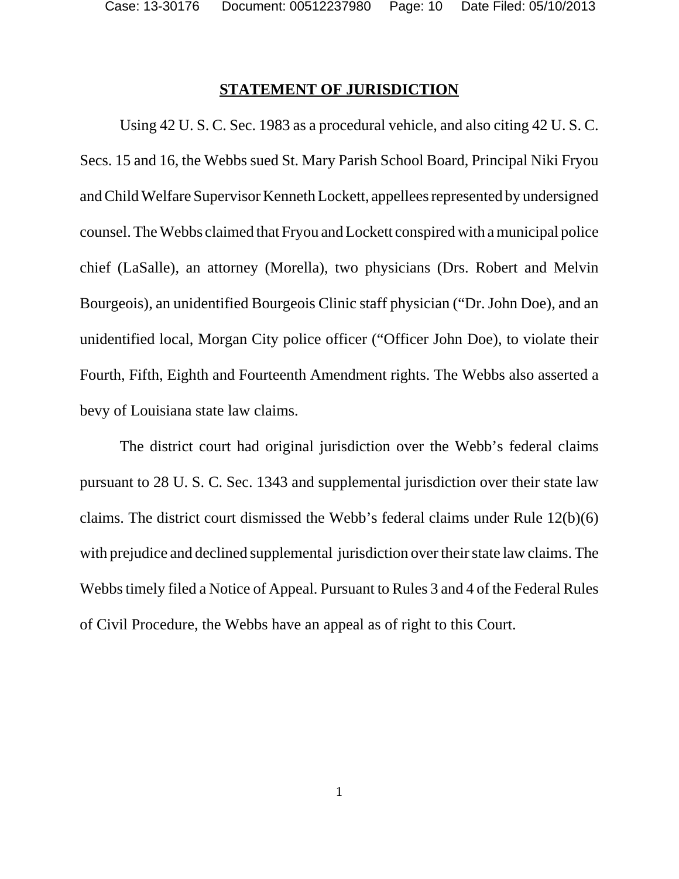## STATEMENT OF JURISDICTION

Using 42 U. S. C. Sec. 1983 as a procedural vehicle, and also citing 42 U. S. C. Secs. 15 and 16, the Webbs sued St. Mary Parish School Board, Principal Niki Fryou and Child Welfare Supervisor Kenneth Lockett, appellees represented by undersigned counsel. The Webbs claimed that Fryou and Lockett conspired with a municipal police chief (LaSalle), an attorney (Morella), two physicians (Drs. Robert and Melvin Bourgeois), an unidentified Bourgeois Clinic staff physician ("Dr. John Doe), and an unidentified local, Morgan City police officer ("Officer John Doe), to violate their Fourth, Fifth, Eighth and Fourteenth Amendment rights. The Webbs also asserted a bevy of Louisiana state law claims.

The district court had original jurisdiction over the Webb's federal claims pursuant to 28 U. S. C. Sec. 1343 and supplemental jurisdiction over their state law claims. The district court dismissed the Webb's federal claims under Rule 12(b)(6) with prejudice and declined supplemental jurisdiction over their state law claims. The Webbs timely filed a Notice of Appeal. Pursuant to Rules 3 and 4 of the Federal Rules of Civil Procedure, the Webbs have an appeal as of right to this Court.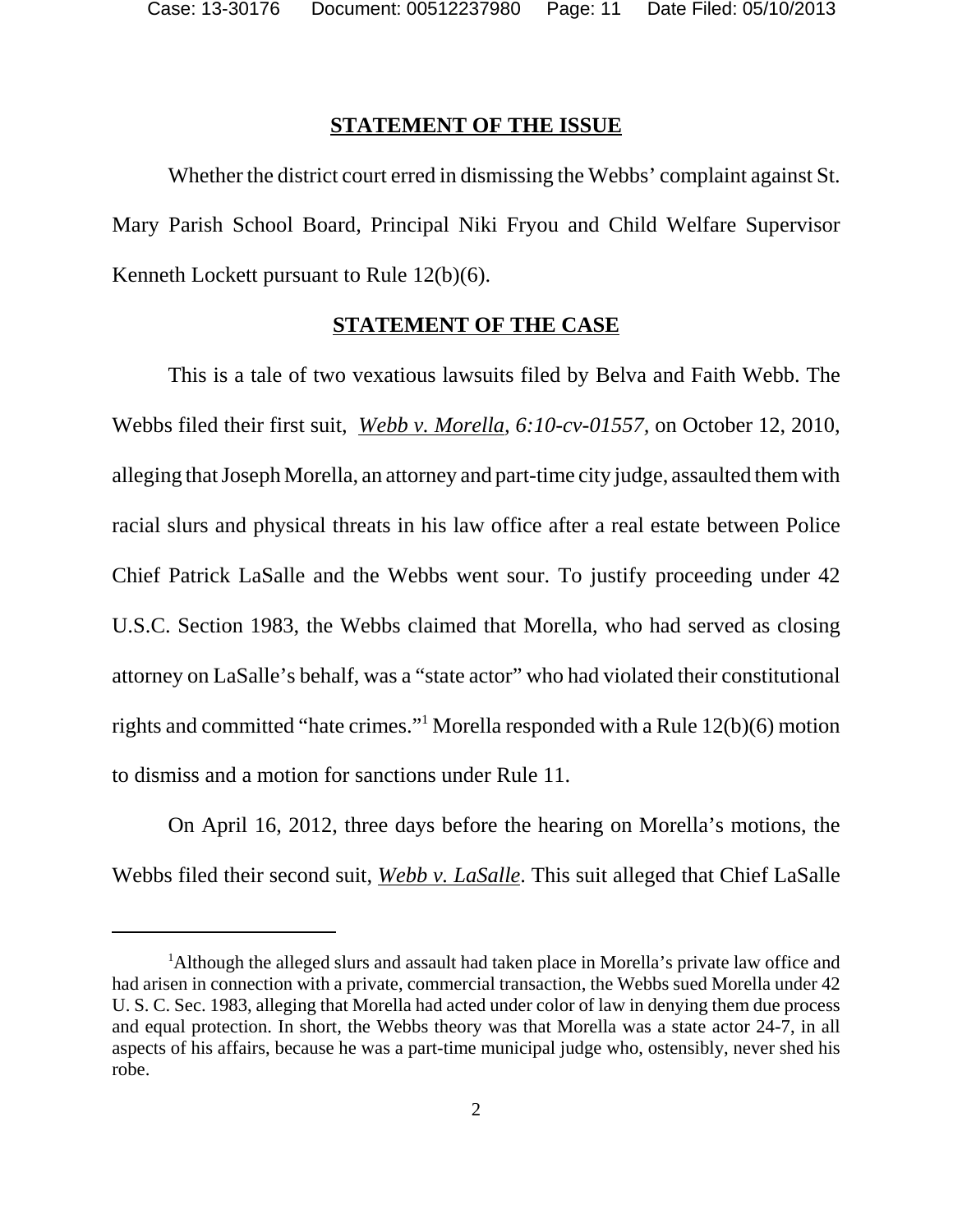## STATEMENT OF THE ISSUE

Whether the district court erred in dismissing the Webbs' complaint against St. Mary Parish School Board, Principal Niki Fryou and Child Welfare Supervisor Kenneth Lockett pursuant to Rule 12(b)(6).

## STATEMENT OF THE CASE

This is a tale of two vexatious lawsuits filed by Belva and Faith Webb. The Webbs filed their first suit, *Webb v. Morella*, *6:10-cv-01557*, on October 12, 2010, alleging that Joseph Morella, an attorney and part-time city judge, assaulted them with racial slurs and physical threats in his law office after a real estate between Police Chief Patrick LaSalle and the Webbs went sour. To justify proceeding under 42 U.S.C. Section 1983, the Webbs claimed that Morella, who had served as closing attorney on LaSalle's behalf, was a "state actor" who had violated their constitutional rights and committed "hate crimes."[1] Morella responded with a Rule 12(b)(6) motion to dismiss and a motion for sanctions under Rule 11.

On April 16, 2012, three days before the hearing on Morella's motions, the Webbs filed their second suit, *Webb v. LaSalle*. This suit alleged that Chief LaSalle

---

[1] Although the alleged slurs and assault had taken place in Morella's private law office and had arisen in connection with a private, commercial transaction, the Webbs sued Morella under 42 U. S. C. Sec. 1983, alleging that Morella had acted under color of law in denying them due process and equal protection. In short, the Webbs theory was that Morella was a state actor 24-7, in all aspects of his affairs, because he was a part-time municipal judge who, ostensibly, never shed his robe.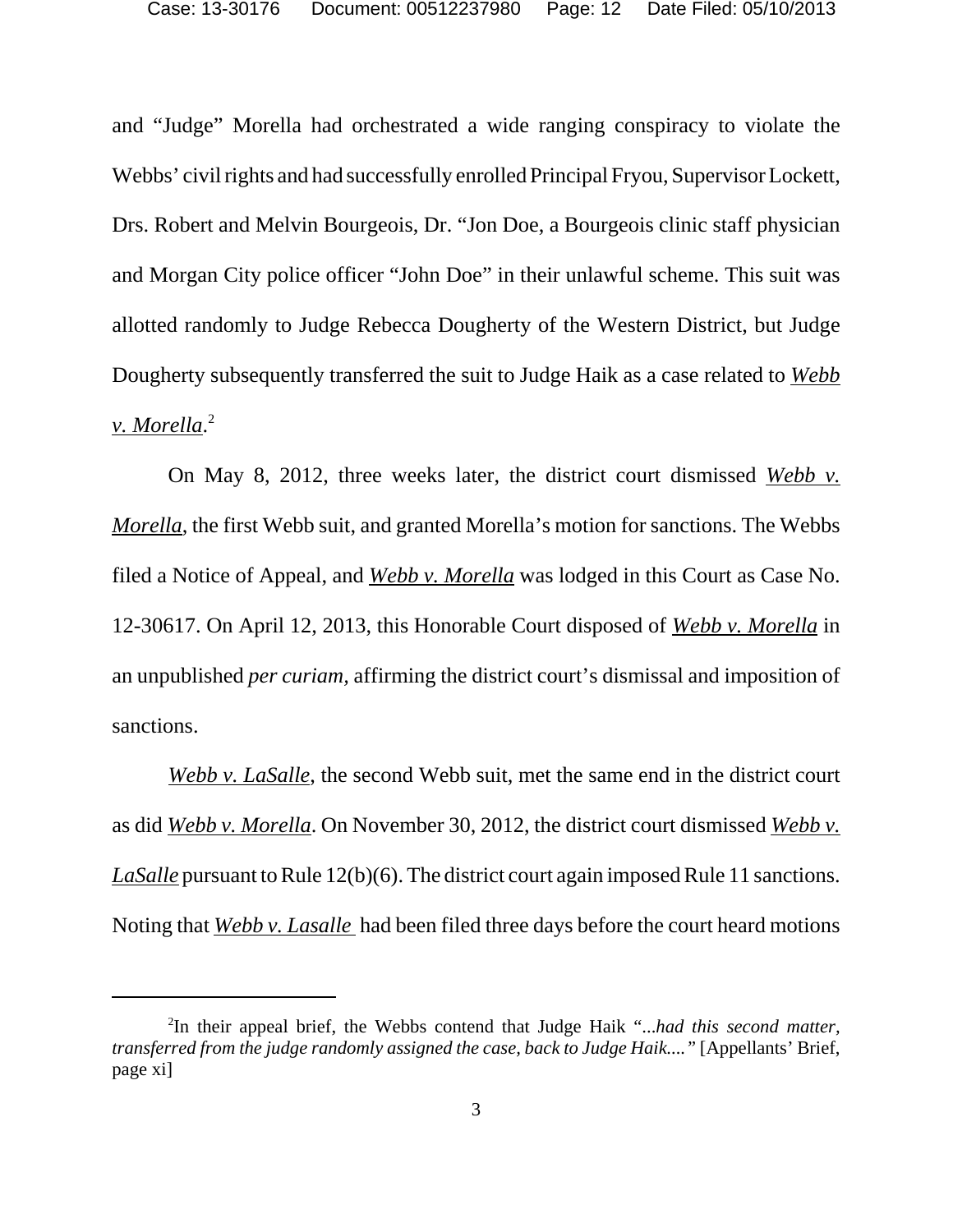and "Judge" Morella had orchestrated a wide ranging conspiracy to violate the Webbs' civil rights and had successfully enrolled Principal Fryou, Supervisor Lockett, Drs. Robert and Melvin Bourgeois, Dr. "Jon Doe, a Bourgeois clinic staff physician and Morgan City police officer "John Doe" in their unlawful scheme. This suit was allotted randomly to Judge Rebecca Dougherty of the Western District, but Judge Dougherty subsequently transferred the suit to Judge Haik as a case related to *Webb v. Morella*.[2]

On May 8, 2012, three weeks later, the district court dismissed *Webb v. Morella*, the first Webb suit, and granted Morella's motion for sanctions. The Webbs filed a Notice of Appeal, and *Webb v. Morella* was lodged in this Court as Case No. 12-30617. On April 12, 2013, this Honorable Court disposed of *Webb v. Morella* in an unpublished *per curiam*, affirming the district court's dismissal and imposition of sanctions.

*Webb v. LaSalle*, the second Webb suit, met the same end in the district court as did *Webb v. Morella*. On November 30, 2012, the district court dismissed *Webb v. LaSalle* pursuant to Rule 12(b)(6). The district court again imposed Rule 11 sanctions. Noting that *Webb v. Lasalle* had been filed three days before the court heard motions

---

[2]In their appeal brief, the Webbs contend that Judge Haik "...*had this second matter, transferred from the judge randomly assigned the case, back to Judge Haik....*" [Appellants' Brief, page xi]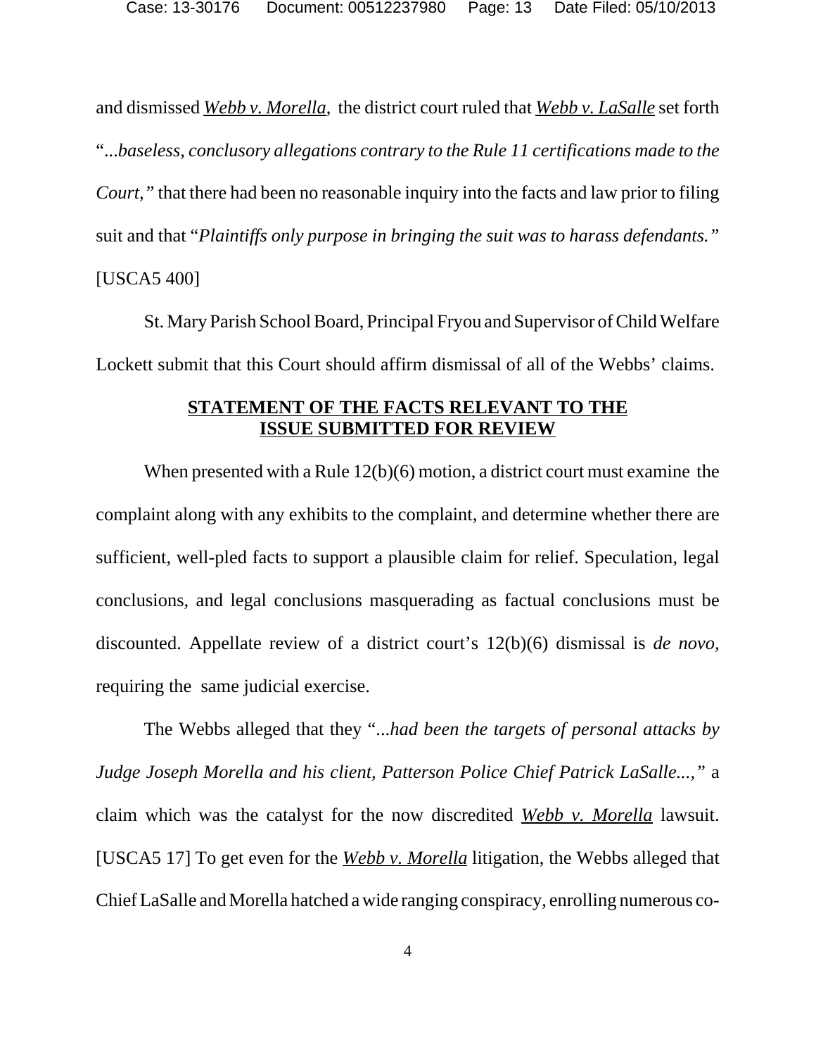and dismissed *Webb v. Morella*, the district court ruled that *Webb v. LaSalle* set forth "*...baseless, conclusory allegations contrary to the Rule 11 certifications made to the Court,"* that there had been no reasonable inquiry into the facts and law prior to filing suit and that "*Plaintiffs only purpose in bringing the suit was to harass defendants."* [USCA5 400]

St. Mary Parish School Board, Principal Fryou and Supervisor of Child Welfare Lockett submit that this Court should affirm dismissal of all of the Webbs' claims.

## STATEMENT OF THE FACTS RELEVANT TO THE ISSUE SUBMITTED FOR REVIEW

When presented with a Rule 12(b)(6) motion, a district court must examine the complaint along with any exhibits to the complaint, and determine whether there are sufficient, well-pled facts to support a plausible claim for relief. Speculation, legal conclusions, and legal conclusions masquerading as factual conclusions must be discounted. Appellate review of a district court's 12(b)(6) dismissal is *de novo*, requiring the same judicial exercise.

The Webbs alleged that they "*...had been the targets of personal attacks by Judge Joseph Morella and his client, Patterson Police Chief Patrick LaSalle...,"* a claim which was the catalyst for the now discredited *Webb v. Morella* lawsuit. [USCA5 17] To get even for the *Webb v. Morella* litigation, the Webbs alleged that Chief LaSalle and Morella hatched a wide ranging conspiracy, enrolling numerous co-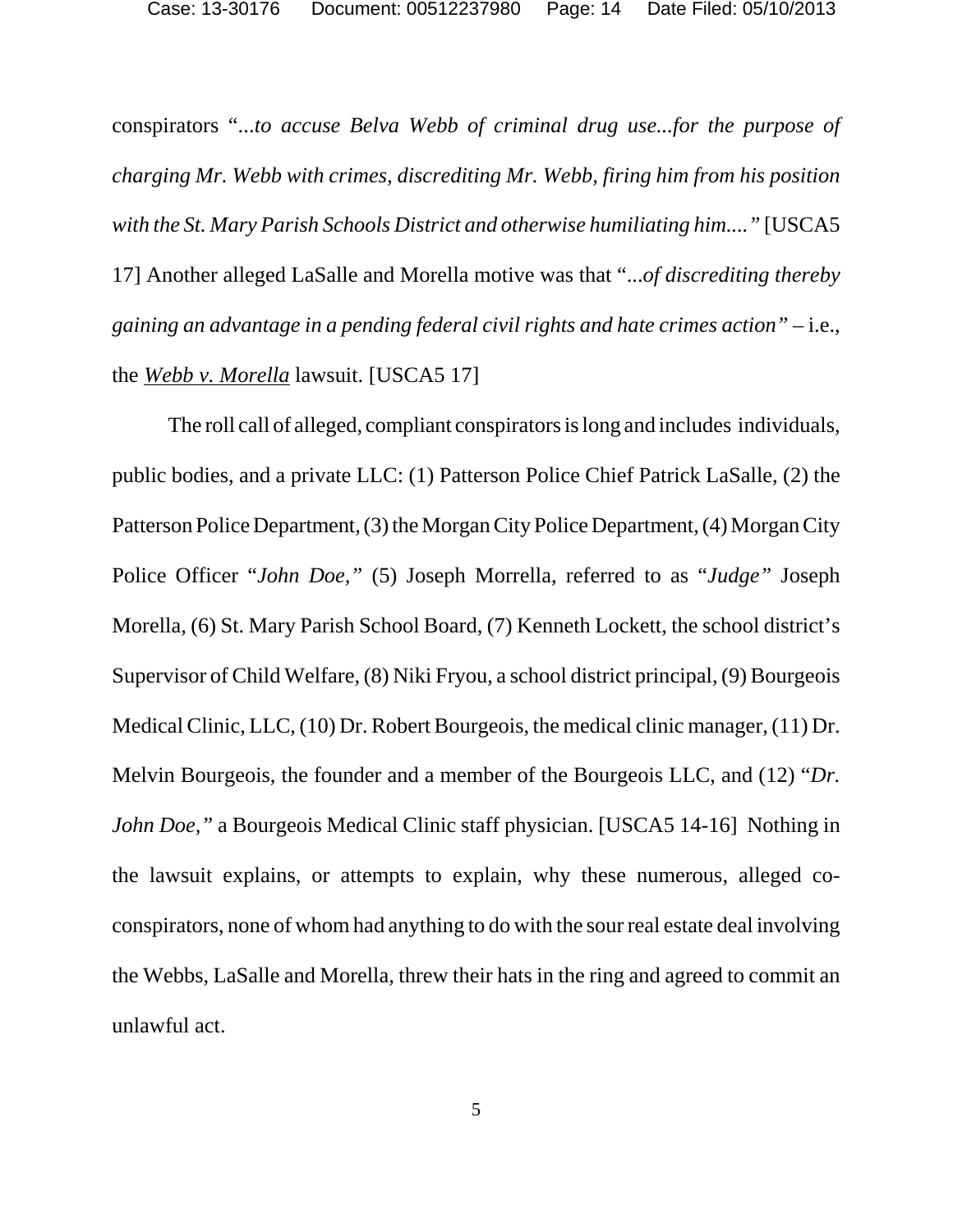conspirators "*...to accuse Belva Webb of criminal drug use...for the purpose of charging Mr. Webb with crimes, discrediting Mr. Webb, firing him from his position with the St. Mary Parish Schools District and otherwise humiliating him....*" [USCA5 17] Another alleged LaSalle and Morella motive was that "*...of discrediting thereby gaining an advantage in a pending federal civil rights and hate crimes action*" – i.e., the *Webb v. Morella* lawsuit. [USCA5 17]

The roll call of alleged, compliant conspirators is long and includes individuals, public bodies, and a private LLC: (1) Patterson Police Chief Patrick LaSalle, (2) the Patterson Police Department, (3) the Morgan City Police Department, (4) Morgan City Police Officer "*John Doe,*" (5) Joseph Morrella, referred to as "*Judge*" Joseph Morella, (6) St. Mary Parish School Board, (7) Kenneth Lockett, the school district's Supervisor of Child Welfare, (8) Niki Fryou, a school district principal, (9) Bourgeois Medical Clinic, LLC, (10) Dr. Robert Bourgeois, the medical clinic manager, (11) Dr. Melvin Bourgeois, the founder and a member of the Bourgeois LLC, and (12) "*Dr. John Doe,*" a Bourgeois Medical Clinic staff physician. [USCA5 14-16] Nothing in the lawsuit explains, or attempts to explain, why these numerous, alleged co-conspirators, none of whom had anything to do with the sour real estate deal involving the Webbs, LaSalle and Morella, threw their hats in the ring and agreed to commit an unlawful act.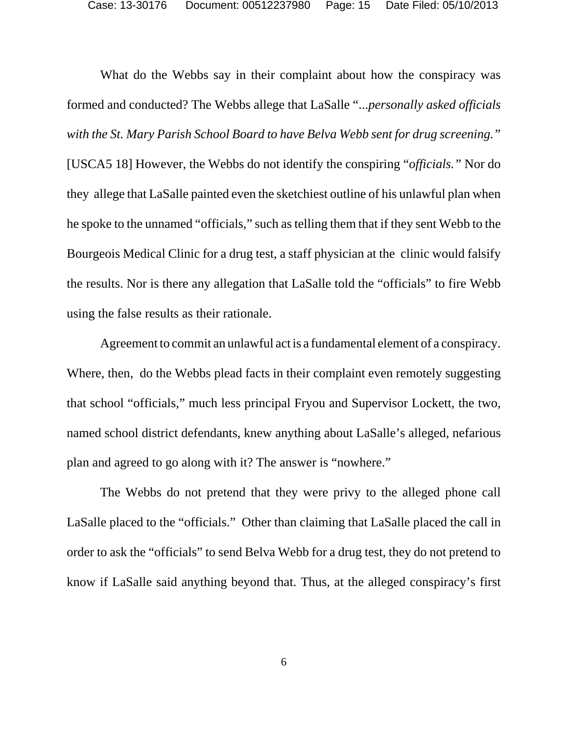What do the Webbs say in their complaint about how the conspiracy was formed and conducted? The Webbs allege that LaSalle "*...personally asked officials with the St. Mary Parish School Board to have Belva Webb sent for drug screening."* [USCA5 18] However, the Webbs do not identify the conspiring "*officials."* Nor do they allege that LaSalle painted even the sketchiest outline of his unlawful plan when he spoke to the unnamed "officials," such as telling them that if they sent Webb to the Bourgeois Medical Clinic for a drug test, a staff physician at the clinic would falsify the results. Nor is there any allegation that LaSalle told the "officials" to fire Webb using the false results as their rationale.

Agreement to commit an unlawful act is a fundamental element of a conspiracy. Where, then, do the Webbs plead facts in their complaint even remotely suggesting that school "officials," much less principal Fryou and Supervisor Lockett, the two, named school district defendants, knew anything about LaSalle's alleged, nefarious plan and agreed to go along with it? The answer is "nowhere."

The Webbs do not pretend that they were privy to the alleged phone call LaSalle placed to the "officials." Other than claiming that LaSalle placed the call in order to ask the "officials" to send Belva Webb for a drug test, they do not pretend to know if LaSalle said anything beyond that. Thus, at the alleged conspiracy's first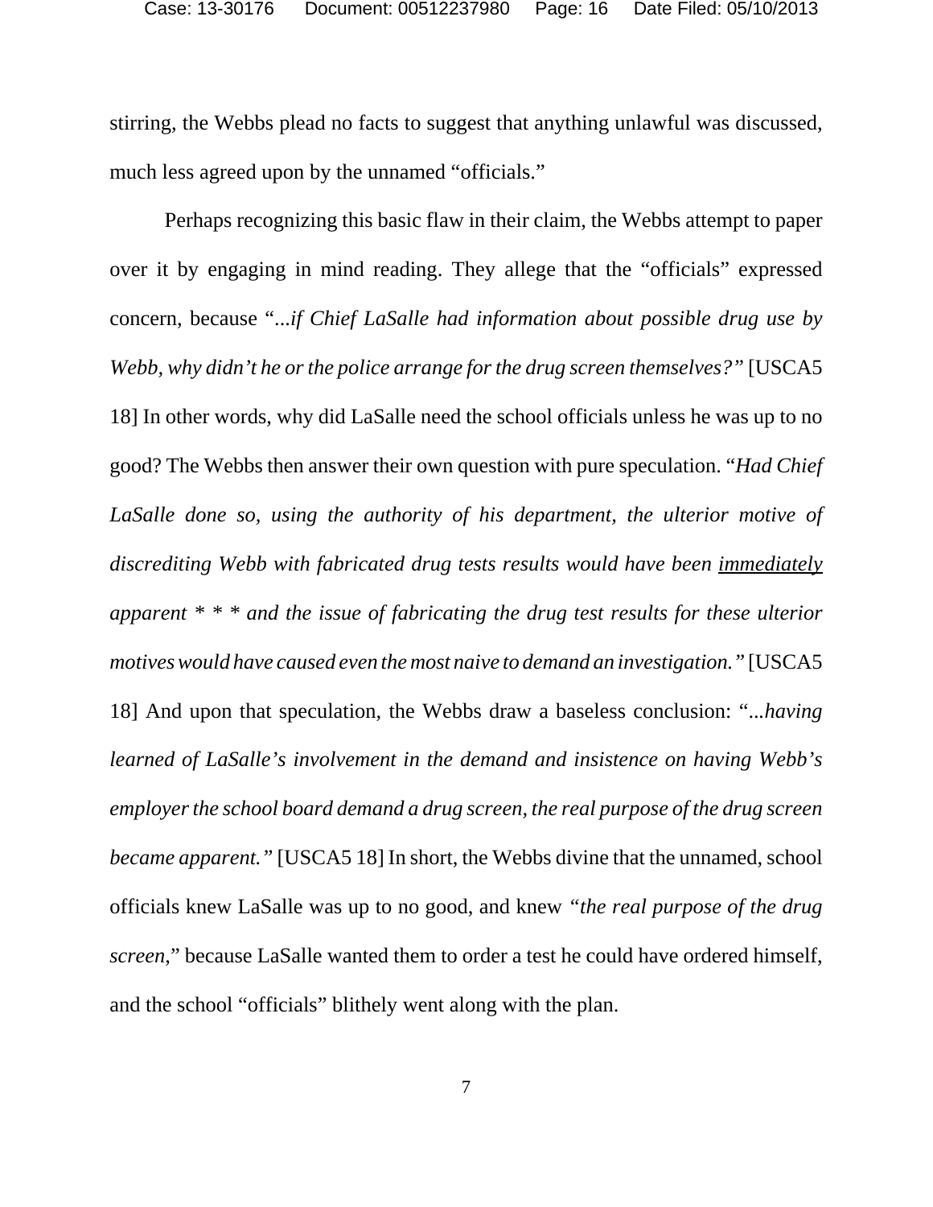stirring, the Webbs plead no facts to suggest that anything unlawful was discussed, much less agreed upon by the unnamed "officials."

Perhaps recognizing this basic flaw in their claim, the Webbs attempt to paper over it by engaging in mind reading. They allege that the "officials" expressed concern, because "*...if Chief LaSalle had information about possible drug use by Webb, why didn't he or the police arrange for the drug screen themselves?"* [USCA5 18] In other words, why did LaSalle need the school officials unless he was up to no good? The Webbs then answer their own question with pure speculation. "*Had Chief LaSalle done so, using the authority of his department, the ulterior motive of discrediting Webb with fabricated drug tests results would have been* <u>*immediately*</u> *apparent * * * and the issue of fabricating the drug test results for these ulterior motives would have caused even the most naive to demand an investigation."* [USCA5 18] And upon that speculation, the Webbs draw a baseless conclusion: "*...having learned of LaSalle's involvement in the demand and insistence on having Webb's employer the school board demand a drug screen, the real purpose of the drug screen became apparent."* [USCA5 18] In short, the Webbs divine that the unnamed, school officials knew LaSalle was up to no good, and knew *"the real purpose of the drug screen,"* because LaSalle wanted them to order a test he could have ordered himself, and the school "officials" blithely went along with the plan.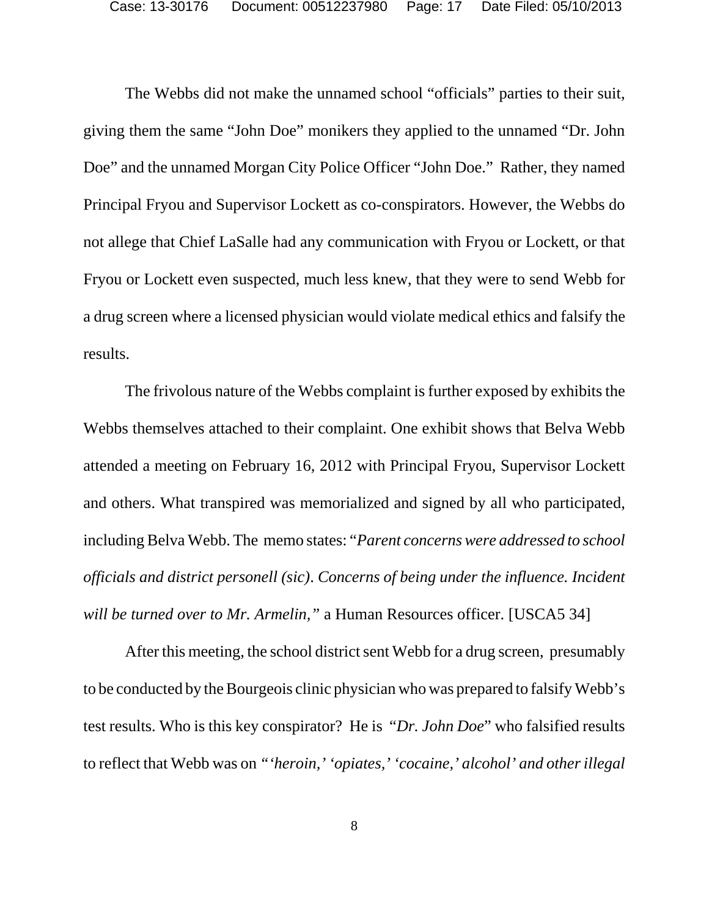The Webbs did not make the unnamed school "officials" parties to their suit, giving them the same "John Doe" monikers they applied to the unnamed "Dr. John Doe" and the unnamed Morgan City Police Officer "John Doe." Rather, they named Principal Fryou and Supervisor Lockett as co-conspirators. However, the Webbs do not allege that Chief LaSalle had any communication with Fryou or Lockett, or that Fryou or Lockett even suspected, much less knew, that they were to send Webb for a drug screen where a licensed physician would violate medical ethics and falsify the results.

The frivolous nature of the Webbs complaint is further exposed by exhibits the Webbs themselves attached to their complaint. One exhibit shows that Belva Webb attended a meeting on February 16, 2012 with Principal Fryou, Supervisor Lockett and others. What transpired was memorialized and signed by all who participated, including Belva Webb. The memo states: "*Parent concerns were addressed to school officials and district personell (sic). Concerns of being under the influence. Incident will be turned over to Mr. Armelin,*" a Human Resources officer. [USCA5 34]

After this meeting, the school district sent Webb for a drug screen, presumably to be conducted by the Bourgeois clinic physician who was prepared to falsify Webb's test results. Who is this key conspirator? He is "*Dr. John Doe*" who falsified results to reflect that Webb was on "*'heroin,' 'opiates,' 'cocaine,' alcohol' and other illegal*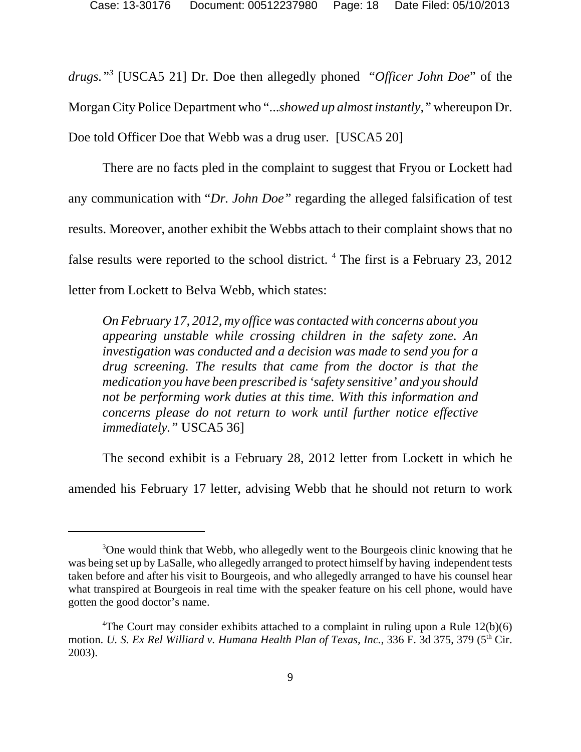*drugs."*[3] [USCA5 21] Dr. Doe then allegedly phoned "*Officer John Doe*" of the Morgan City Police Department who "*...showed up almost instantly,"* whereupon Dr. Doe told Officer Doe that Webb was a drug user. [USCA5 20]

There are no facts pled in the complaint to suggest that Fryou or Lockett had any communication with "*Dr. John Doe"* regarding the alleged falsification of test results. Moreover, another exhibit the Webbs attach to their complaint shows that no false results were reported to the school district. [4] The first is a February 23, 2012 letter from Lockett to Belva Webb, which states:

> *On February 17, 2012, my office was contacted with concerns about you appearing unstable while crossing children in the safety zone. An investigation was conducted and a decision was made to send you for a drug screening. The results that came from the doctor is that the medication you have been prescribed is 'safety sensitive' and you should not be performing work duties at this time. With this information and concerns please do not return to work until further notice effective immediately."* USCA5 36]

The second exhibit is a February 28, 2012 letter from Lockett in which he amended his February 17 letter, advising Webb that he should not return to work

---

[3]One would think that Webb, who allegedly went to the Bourgeois clinic knowing that he was being set up by LaSalle, who allegedly arranged to protect himself by having independent tests taken before and after his visit to Bourgeois, and who allegedly arranged to have his counsel hear what transpired at Bourgeois in real time with the speaker feature on his cell phone, would have gotten the good doctor's name.

[4]The Court may consider exhibits attached to a complaint in ruling upon a Rule 12(b)(6) motion. *U. S. Ex Rel Williard v. Humana Health Plan of Texas, Inc.*, 336 F. 3d 375, 379 (5th Cir. 2003).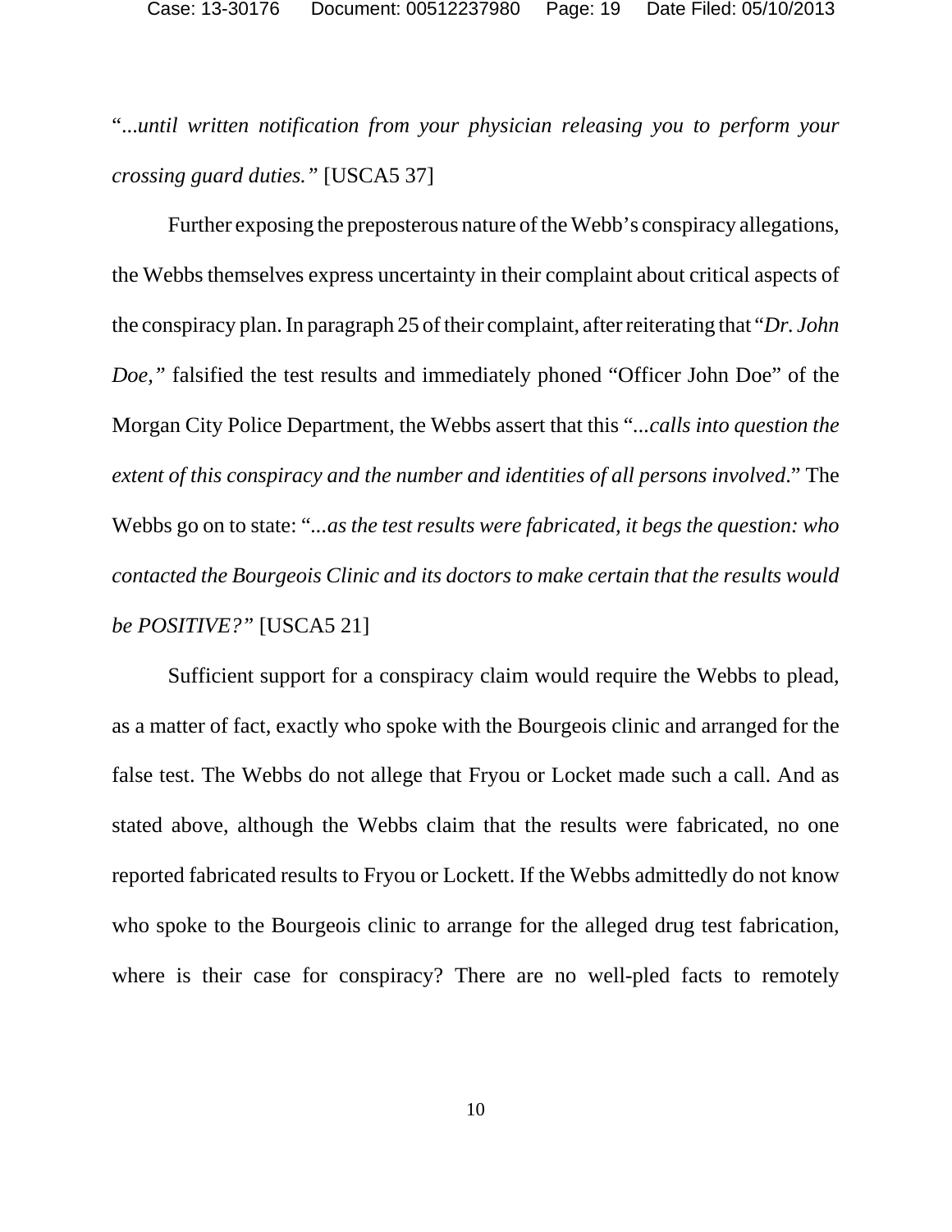"*...until written notification from your physician releasing you to perform your crossing guard duties.*" [USCA5 37]

Further exposing the preposterous nature of the Webb's conspiracy allegations, the Webbs themselves express uncertainty in their complaint about critical aspects of the conspiracy plan. In paragraph 25 of their complaint, after reiterating that "*Dr. John Doe,*" falsified the test results and immediately phoned "Officer John Doe" of the Morgan City Police Department, the Webbs assert that this "*...calls into question the extent of this conspiracy and the number and identities of all persons involved*." The Webbs go on to state: "*...as the test results were fabricated, it begs the question: who contacted the Bourgeois Clinic and its doctors to make certain that the results would be POSITIVE?*" [USCA5 21]

Sufficient support for a conspiracy claim would require the Webbs to plead, as a matter of fact, exactly who spoke with the Bourgeois clinic and arranged for the false test. The Webbs do not allege that Fryou or Locket made such a call. And as stated above, although the Webbs claim that the results were fabricated, no one reported fabricated results to Fryou or Lockett. If the Webbs admittedly do not know who spoke to the Bourgeois clinic to arrange for the alleged drug test fabrication, where is their case for conspiracy? There are no well-pled facts to remotely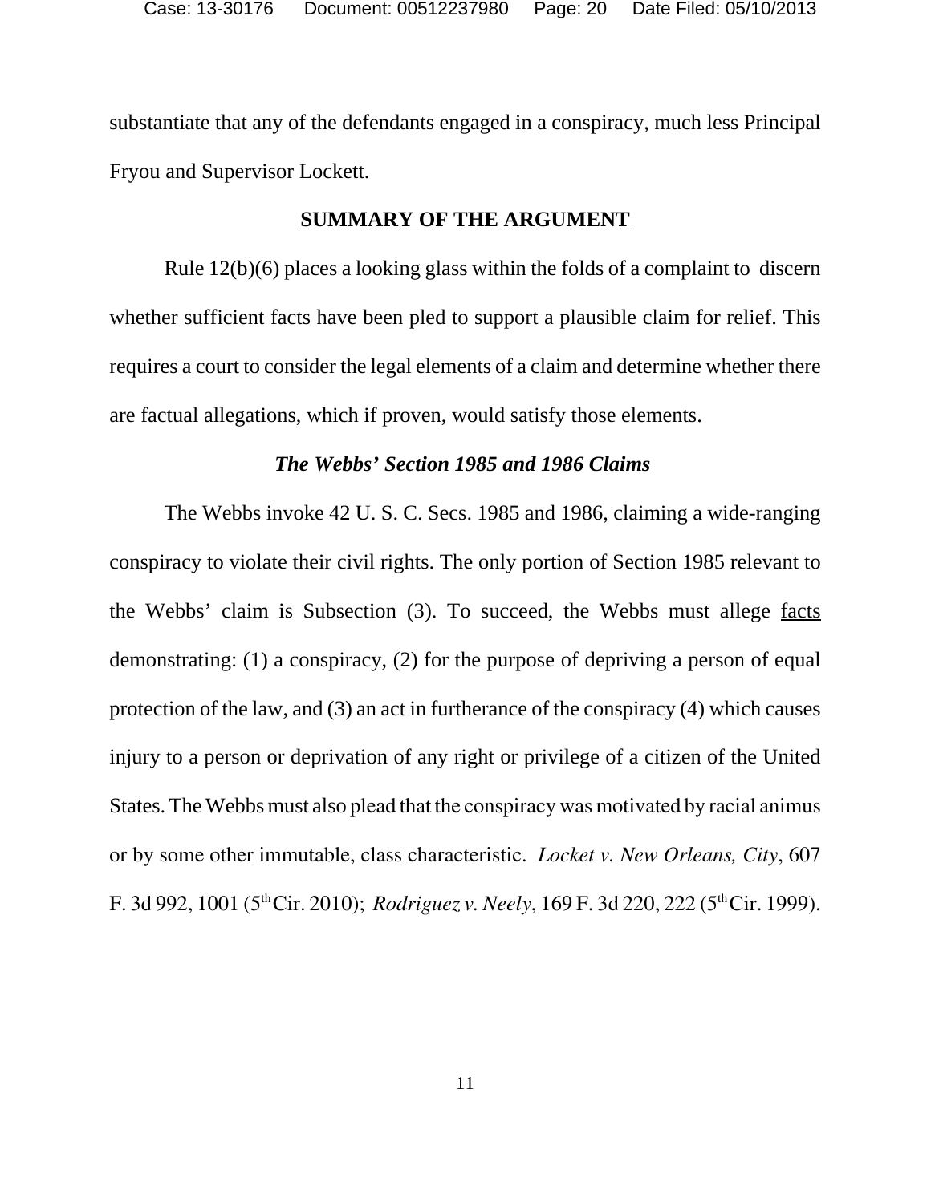substantiate that any of the defendants engaged in a conspiracy, much less Principal Fryou and Supervisor Lockett.

## SUMMARY OF THE ARGUMENT

Rule 12(b)(6) places a looking glass within the folds of a complaint to discern whether sufficient facts have been pled to support a plausible claim for relief. This requires a court to consider the legal elements of a claim and determine whether there are factual allegations, which if proven, would satisfy those elements.

### *The Webbs' Section 1985 and 1986 Claims*

The Webbs invoke 42 U. S. C. Secs. 1985 and 1986, claiming a wide-ranging conspiracy to violate their civil rights. The only portion of Section 1985 relevant to the Webbs' claim is Subsection (3). To succeed, the Webbs must allege facts demonstrating: (1) a conspiracy, (2) for the purpose of depriving a person of equal protection of the law, and (3) an act in furtherance of the conspiracy (4) which causes injury to a person or deprivation of any right or privilege of a citizen of the United States. The Webbs must also plead that the conspiracy was motivated by racial animus or by some other immutable, class characteristic. *Locket v. New Orleans, City*, 607 F. 3d 992, 1001 (5th Cir. 2010); *Rodriguez v. Neely*, 169 F. 3d 220, 222 (5th Cir. 1999).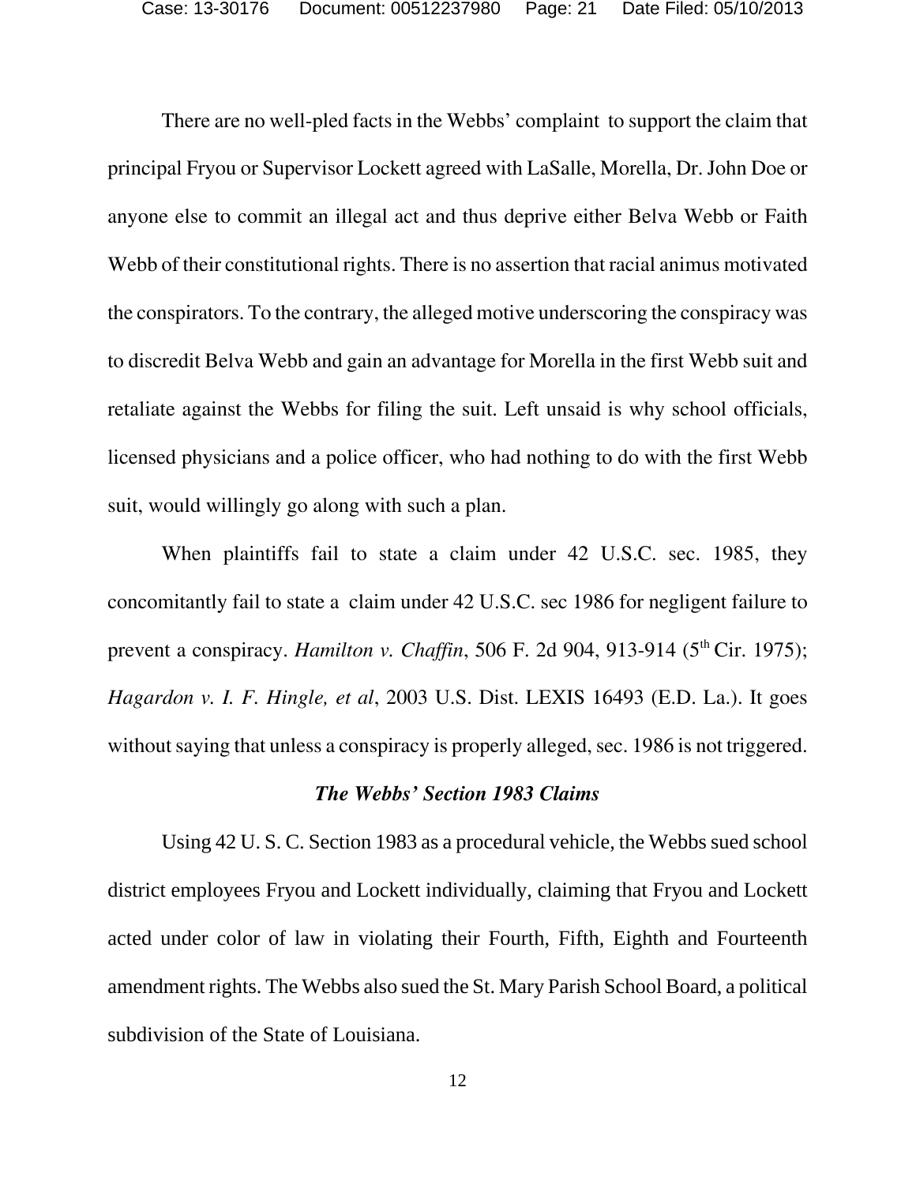There are no well-pled facts in the Webbs' complaint to support the claim that principal Fryou or Supervisor Lockett agreed with LaSalle, Morella, Dr. John Doe or anyone else to commit an illegal act and thus deprive either Belva Webb or Faith Webb of their constitutional rights. There is no assertion that racial animus motivated the conspirators. To the contrary, the alleged motive underscoring the conspiracy was to discredit Belva Webb and gain an advantage for Morella in the first Webb suit and retaliate against the Webbs for filing the suit. Left unsaid is why school officials, licensed physicians and a police officer, who had nothing to do with the first Webb suit, would willingly go along with such a plan.

When plaintiffs fail to state a claim under 42 U.S.C. sec. 1985, they concomitantly fail to state a claim under 42 U.S.C. sec 1986 for negligent failure to prevent a conspiracy. *Hamilton v. Chaffin*, 506 F. 2d 904, 913-914 (5th Cir. 1975); *Hagardon v. I. F. Hingle, et al*, 2003 U.S. Dist. LEXIS 16493 (E.D. La.). It goes without saying that unless a conspiracy is properly alleged, sec. 1986 is not triggered.

### *The Webbs' Section 1983 Claims*

Using 42 U. S. C. Section 1983 as a procedural vehicle, the Webbs sued school district employees Fryou and Lockett individually, claiming that Fryou and Lockett acted under color of law in violating their Fourth, Fifth, Eighth and Fourteenth amendment rights. The Webbs also sued the St. Mary Parish School Board, a political subdivision of the State of Louisiana.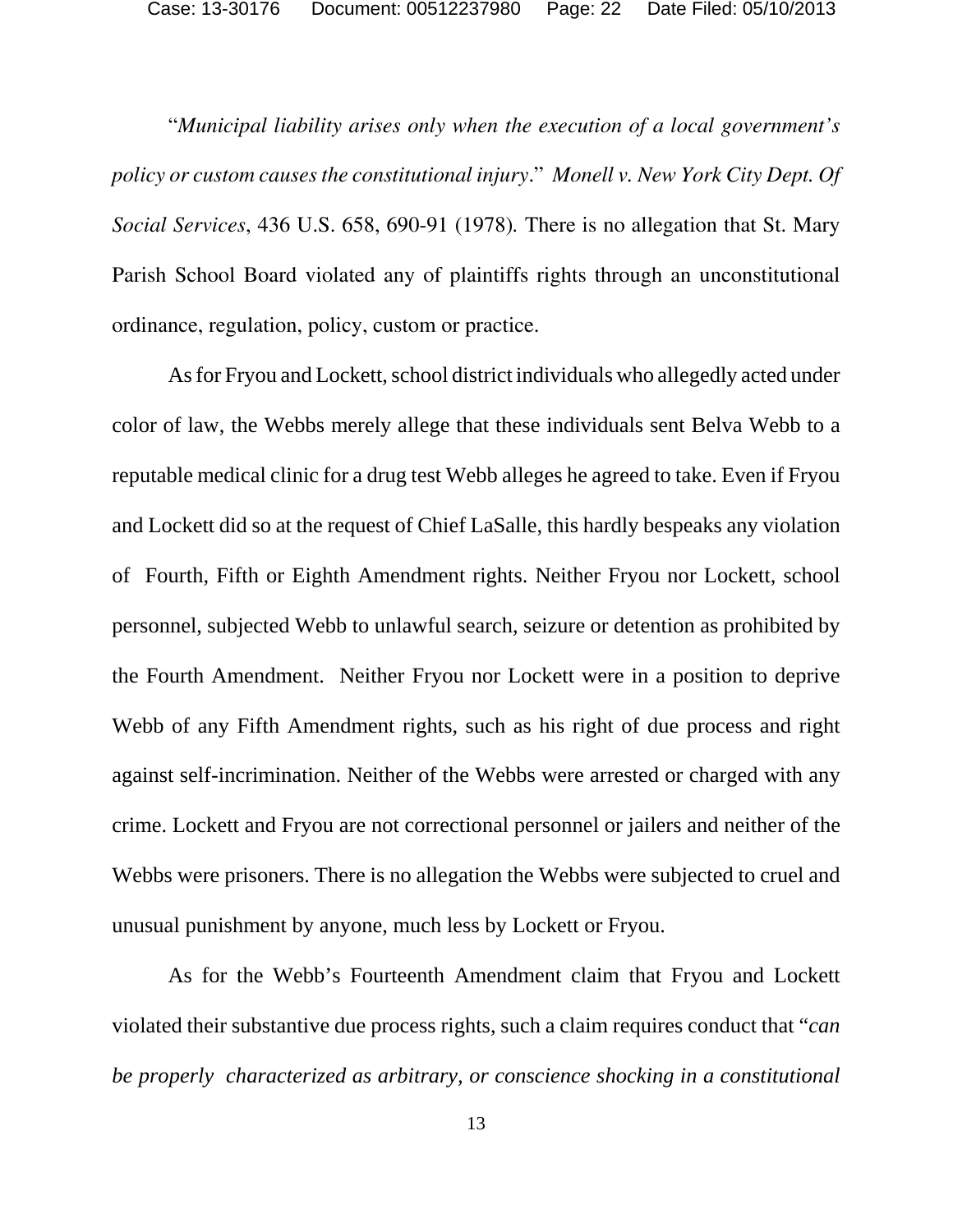"*Municipal liability arises only when the execution of a local government's policy or custom causes the constitutional injury*." *Monell v. New York City Dept. Of Social Services*, 436 U.S. 658, 690-91 (1978). There is no allegation that St. Mary Parish School Board violated any of plaintiffs rights through an unconstitutional ordinance, regulation, policy, custom or practice.

As for Fryou and Lockett, school district individuals who allegedly acted under color of law, the Webbs merely allege that these individuals sent Belva Webb to a reputable medical clinic for a drug test Webb alleges he agreed to take. Even if Fryou and Lockett did so at the request of Chief LaSalle, this hardly bespeaks any violation of Fourth, Fifth or Eighth Amendment rights. Neither Fryou nor Lockett, school personnel, subjected Webb to unlawful search, seizure or detention as prohibited by the Fourth Amendment. Neither Fryou nor Lockett were in a position to deprive Webb of any Fifth Amendment rights, such as his right of due process and right against self-incrimination. Neither of the Webbs were arrested or charged with any crime. Lockett and Fryou are not correctional personnel or jailers and neither of the Webbs were prisoners. There is no allegation the Webbs were subjected to cruel and unusual punishment by anyone, much less by Lockett or Fryou.

As for the Webb's Fourteenth Amendment claim that Fryou and Lockett violated their substantive due process rights, such a claim requires conduct that "*can be properly characterized as arbitrary, or conscience shocking in a constitutional*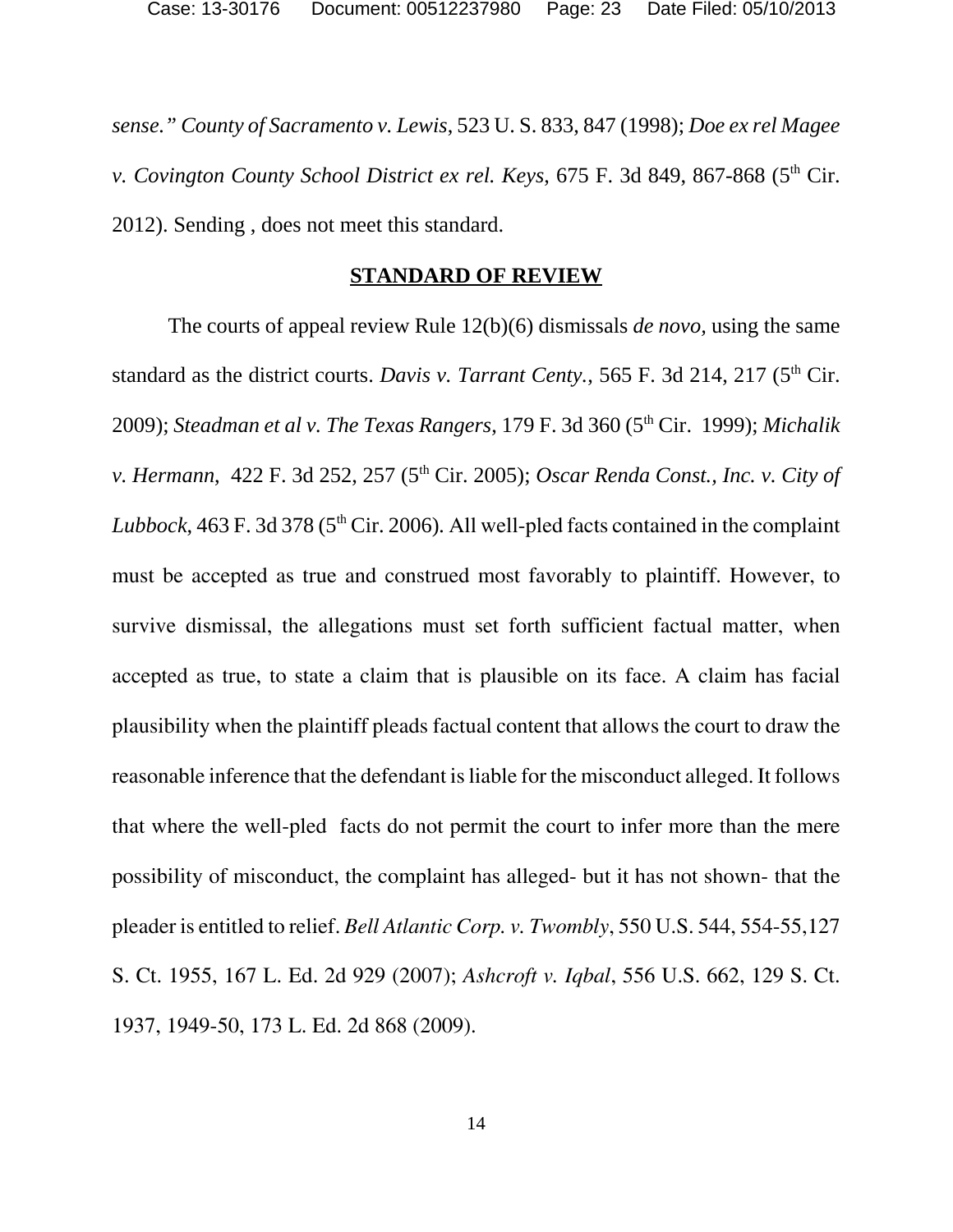*sense." County of Sacramento v. Lewis*, 523 U. S. 833, 847 (1998); *Doe ex rel Magee v. Covington County School District ex rel. Keys*, 675 F. 3d 849, 867-868 (5th Cir. 2012). Sending , does not meet this standard.

## **STANDARD OF REVIEW**

The courts of appeal review Rule 12(b)(6) dismissals *de novo,* using the same standard as the district courts. *Davis v. Tarrant Centy.*, 565 F. 3d 214, 217 (5th Cir. 2009); *Steadman et al v. The Texas Rangers*, 179 F. 3d 360 (5th Cir. 1999); *Michalik v. Hermann*, 422 F. 3d 252, 257 (5th Cir. 2005); *Oscar Renda Const., Inc. v. City of Lubbock,* 463 F. 3d 378 (5th Cir. 2006). All well-pled facts contained in the complaint must be accepted as true and construed most favorably to plaintiff. However, to survive dismissal, the allegations must set forth sufficient factual matter, when accepted as true, to state a claim that is plausible on its face. A claim has facial plausibility when the plaintiff pleads factual content that allows the court to draw the reasonable inference that the defendant is liable for the misconduct alleged. It follows that where the well-pled facts do not permit the court to infer more than the mere possibility of misconduct, the complaint has alleged- but it has not shown- that the pleader is entitled to relief. *Bell Atlantic Corp. v. Twombly*, 550 U.S. 544, 554-55,127 S. Ct. 1955, 167 L. Ed. 2d 929 (2007); *Ashcroft v. Iqbal*, 556 U.S. 662, 129 S. Ct. 1937, 1949-50, 173 L. Ed. 2d 868 (2009).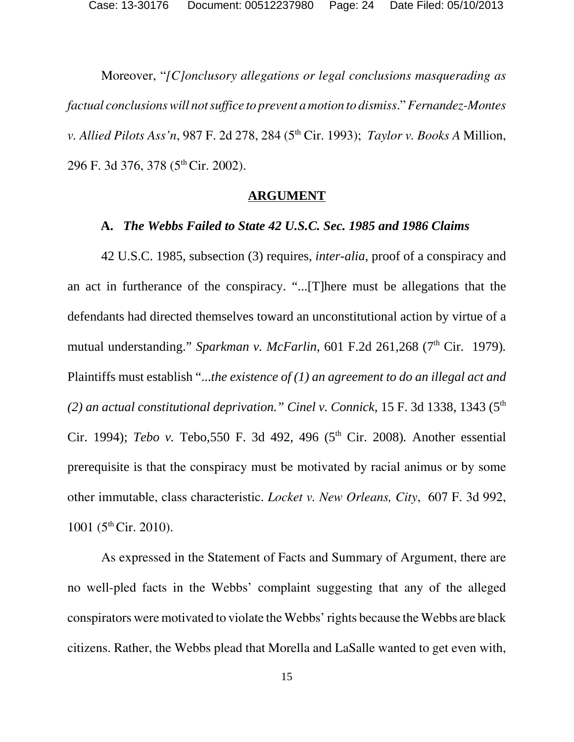Moreover, "*[C]onclusory allegations or legal conclusions masquerading as factual conclusions will not suffice to prevent a motion to dismiss*." *Fernandez-Montes v. Allied Pilots Ass'n*, 987 F. 2d 278, 284 (5th Cir. 1993); *Taylor v. Books A* Million, 296 F. 3d 376, 378 (5th Cir. 2002).

## ARGUMENT

### A. *The Webbs Failed to State 42 U.S.C. Sec. 1985 and 1986 Claims*

42 U.S.C. 1985, subsection (3) requires, *inter-alia,* proof of a conspiracy and an act in furtherance of the conspiracy. "...[T]here must be allegations that the defendants had directed themselves toward an unconstitutional action by virtue of a mutual understanding." *Sparkman v. McFarlin,* 601 F.2d 261,268 (7th Cir. 1979). Plaintiffs must establish "*...the existence of (1) an agreement to do an illegal act and (2) an actual constitutional deprivation." Cinel v. Connick*, 15 F. 3d 1338, 1343 (5th Cir. 1994); *Tebo v.* Tebo,550 F. 3d 492, 496 (5th Cir. 2008). Another essential prerequisite is that the conspiracy must be motivated by racial animus or by some other immutable, class characteristic. *Locket v. New Orleans, City*, 607 F. 3d 992, 1001 (5th Cir. 2010).

As expressed in the Statement of Facts and Summary of Argument, there are no well-pled facts in the Webbs' complaint suggesting that any of the alleged conspirators were motivated to violate the Webbs' rights because the Webbs are black citizens. Rather, the Webbs plead that Morella and LaSalle wanted to get even with,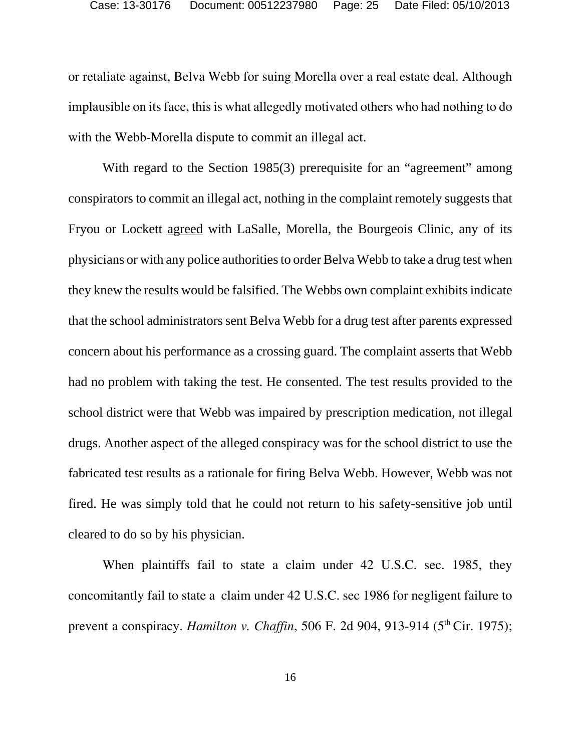or retaliate against, Belva Webb for suing Morella over a real estate deal. Although implausible on its face, this is what allegedly motivated others who had nothing to do with the Webb-Morella dispute to commit an illegal act.

With regard to the Section 1985(3) prerequisite for an "agreement" among conspirators to commit an illegal act, nothing in the complaint remotely suggests that Fryou or Lockett agreed with LaSalle, Morella, the Bourgeois Clinic, any of its physicians or with any police authorities to order Belva Webb to take a drug test when they knew the results would be falsified. The Webbs own complaint exhibits indicate that the school administrators sent Belva Webb for a drug test after parents expressed concern about his performance as a crossing guard. The complaint asserts that Webb had no problem with taking the test. He consented. The test results provided to the school district were that Webb was impaired by prescription medication, not illegal drugs. Another aspect of the alleged conspiracy was for the school district to use the fabricated test results as a rationale for firing Belva Webb. However, Webb was not fired. He was simply told that he could not return to his safety-sensitive job until cleared to do so by his physician.

When plaintiffs fail to state a claim under 42 U.S.C. sec. 1985, they concomitantly fail to state a claim under 42 U.S.C. sec 1986 for negligent failure to prevent a conspiracy. *Hamilton v. Chaffin*, 506 F. 2d 904, 913-914 (5th Cir. 1975);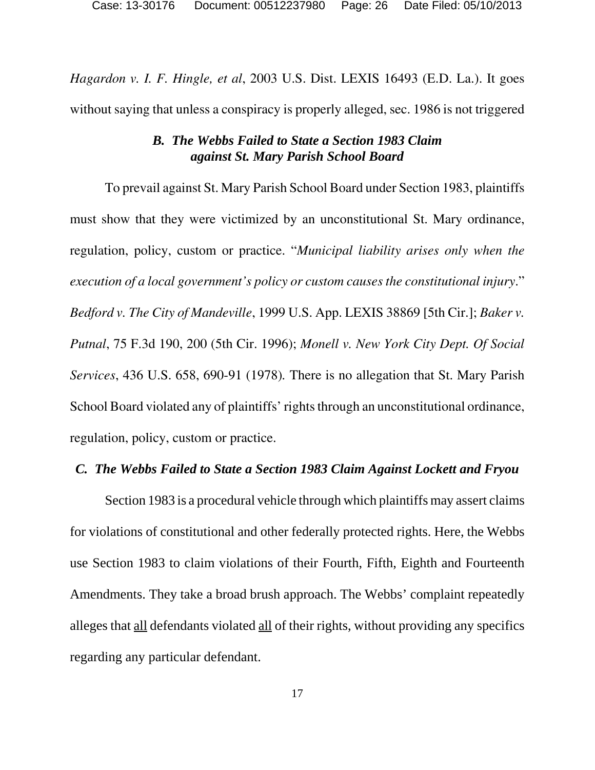*Hagardon v. I. F. Hingle, et al*, 2003 U.S. Dist. LEXIS 16493 (E.D. La.). It goes without saying that unless a conspiracy is properly alleged, sec. 1986 is not triggered

### *B. The Webbs Failed to State a Section 1983 Claim against St. Mary Parish School Board*

To prevail against St. Mary Parish School Board under Section 1983, plaintiffs must show that they were victimized by an unconstitutional St. Mary ordinance, regulation, policy, custom or practice. "*Municipal liability arises only when the execution of a local government's policy or custom causes the constitutional injury*." *Bedford v. The City of Mandeville*, 1999 U.S. App. LEXIS 38869 [5th Cir.]; *Baker v. Putnal*, 75 F.3d 190, 200 (5th Cir. 1996); *Monell v. New York City Dept. Of Social Services*, 436 U.S. 658, 690-91 (1978). There is no allegation that St. Mary Parish School Board violated any of plaintiffs' rights through an unconstitutional ordinance, regulation, policy, custom or practice.

### *C. The Webbs Failed to State a Section 1983 Claim Against Lockett and Fryou*

Section 1983 is a procedural vehicle through which plaintiffs may assert claims for violations of constitutional and other federally protected rights. Here, the Webbs use Section 1983 to claim violations of their Fourth, Fifth, Eighth and Fourteenth Amendments. They take a broad brush approach. The Webbs' complaint repeatedly alleges that <u>all</u> defendants violated <u>all</u> of their rights, without providing any specifics regarding any particular defendant.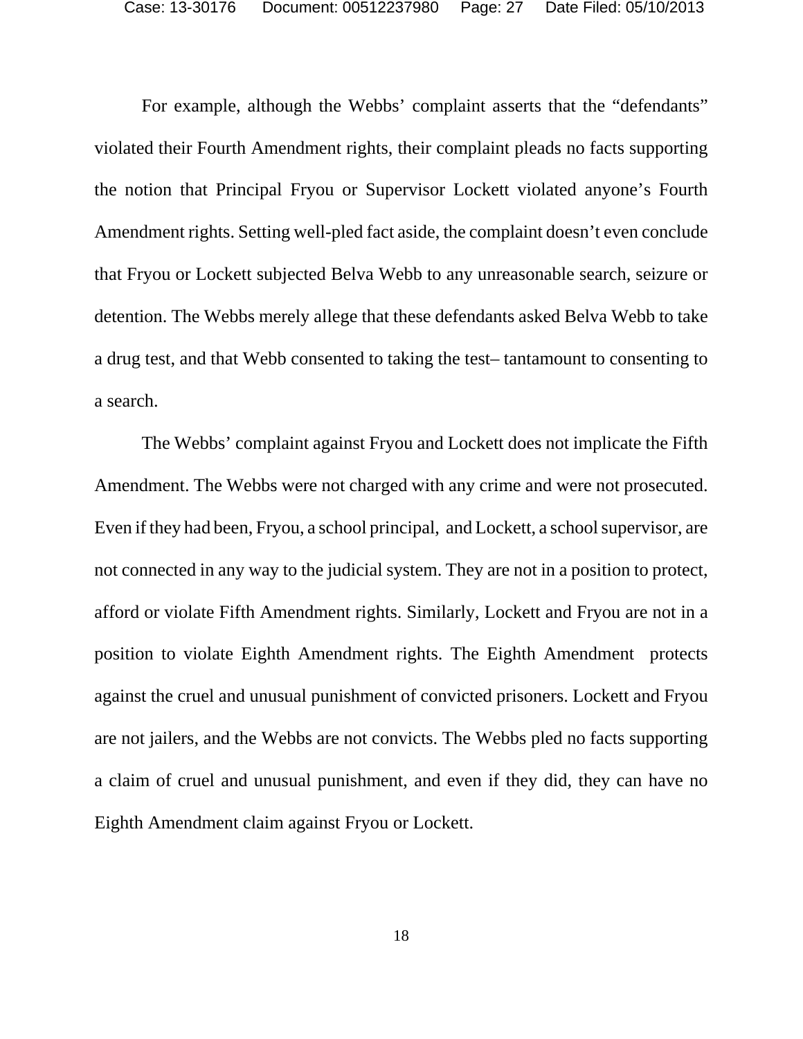For example, although the Webbs' complaint asserts that the "defendants" violated their Fourth Amendment rights, their complaint pleads no facts supporting the notion that Principal Fryou or Supervisor Lockett violated anyone's Fourth Amendment rights. Setting well-pled fact aside, the complaint doesn't even conclude that Fryou or Lockett subjected Belva Webb to any unreasonable search, seizure or detention. The Webbs merely allege that these defendants asked Belva Webb to take a drug test, and that Webb consented to taking the test– tantamount to consenting to a search.

The Webbs' complaint against Fryou and Lockett does not implicate the Fifth Amendment. The Webbs were not charged with any crime and were not prosecuted. Even if they had been, Fryou, a school principal, and Lockett, a school supervisor, are not connected in any way to the judicial system. They are not in a position to protect, afford or violate Fifth Amendment rights. Similarly, Lockett and Fryou are not in a position to violate Eighth Amendment rights. The Eighth Amendment protects against the cruel and unusual punishment of convicted prisoners. Lockett and Fryou are not jailers, and the Webbs are not convicts. The Webbs pled no facts supporting a claim of cruel and unusual punishment, and even if they did, they can have no Eighth Amendment claim against Fryou or Lockett.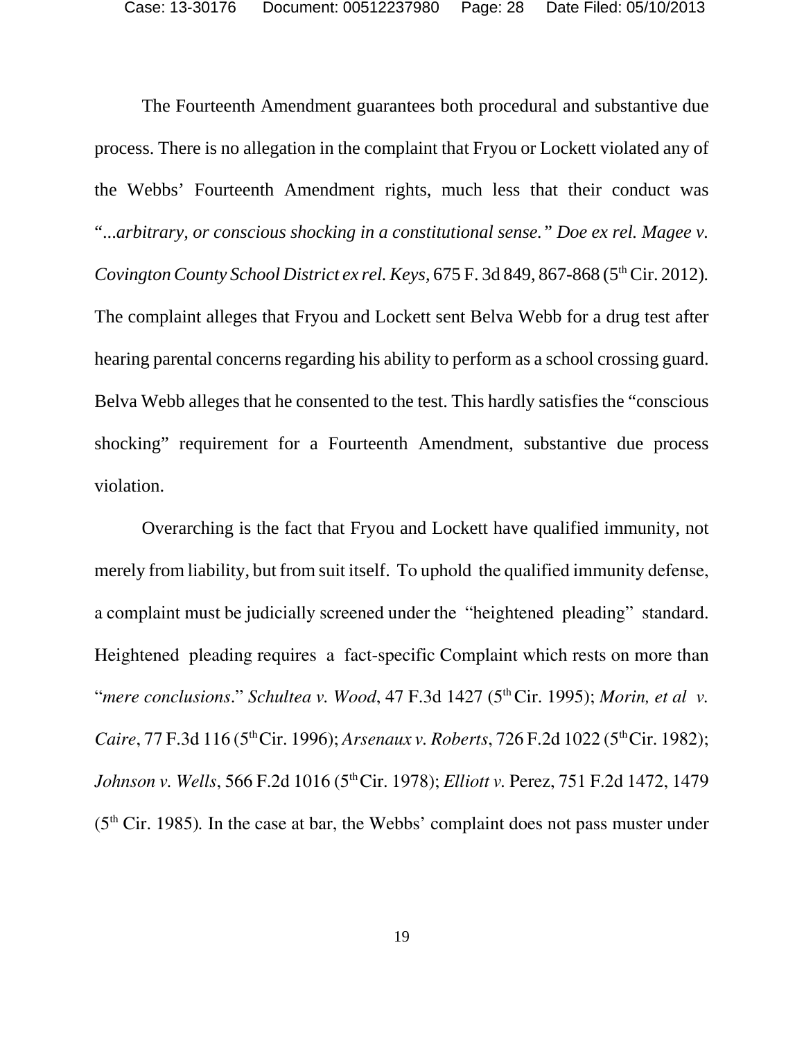The Fourteenth Amendment guarantees both procedural and substantive due process. There is no allegation in the complaint that Fryou or Lockett violated any of the Webbs' Fourteenth Amendment rights, much less that their conduct was "*...arbitrary, or conscious shocking in a constitutional sense." Doe ex rel. Magee v. Covington County School District ex rel. Keys*, 675 F. 3d 849, 867-868 (5th Cir. 2012). The complaint alleges that Fryou and Lockett sent Belva Webb for a drug test after hearing parental concerns regarding his ability to perform as a school crossing guard. Belva Webb alleges that he consented to the test. This hardly satisfies the "conscious shocking" requirement for a Fourteenth Amendment, substantive due process violation.

Overarching is the fact that Fryou and Lockett have qualified immunity, not merely from liability, but from suit itself. To uphold the qualified immunity defense, a complaint must be judicially screened under the "heightened pleading" standard. Heightened pleading requires a fact-specific Complaint which rests on more than "*mere conclusions*." *Schultea v. Wood*, 47 F.3d 1427 (5th Cir. 1995); *Morin, et al v. Caire*, 77 F.3d 116 (5th Cir. 1996); *Arsenaux v. Roberts*, 726 F.2d 1022 (5th Cir. 1982); *Johnson v. Wells*, 566 F.2d 1016 (5th Cir. 1978); *Elliott v.* Perez, 751 F.2d 1472, 1479 (5th Cir. 1985). In the case at bar, the Webbs' complaint does not pass muster under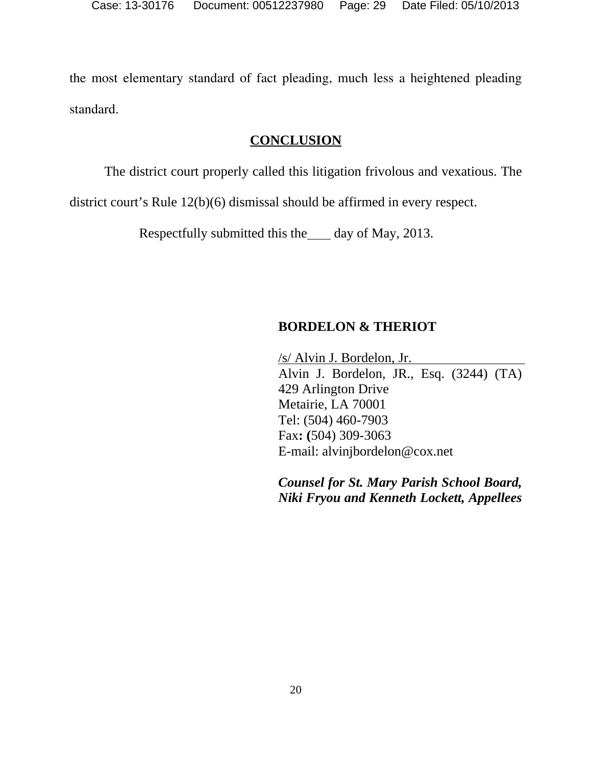the most elementary standard of fact pleading, much less a heightened pleading standard.

## CONCLUSION

The district court properly called this litigation frivolous and vexatious. The district court's Rule 12(b)(6) dismissal should be affirmed in every respect.

Respectfully submitted this the____ day of May, 2013.

**BORDELON & THERIOT**

/s/ Alvin J. Bordelon, Jr.
Alvin J. Bordelon, JR., Esq. (3244) (TA)
429 Arlington Drive
Metairie, LA 70001
Tel: (504) 460-7903
Fax: (504) 309-3063
E-mail: alvinjbordelon@cox.net

***Counsel for St. Mary Parish School Board, Niki Fryou and Kenneth Lockett, Appellees***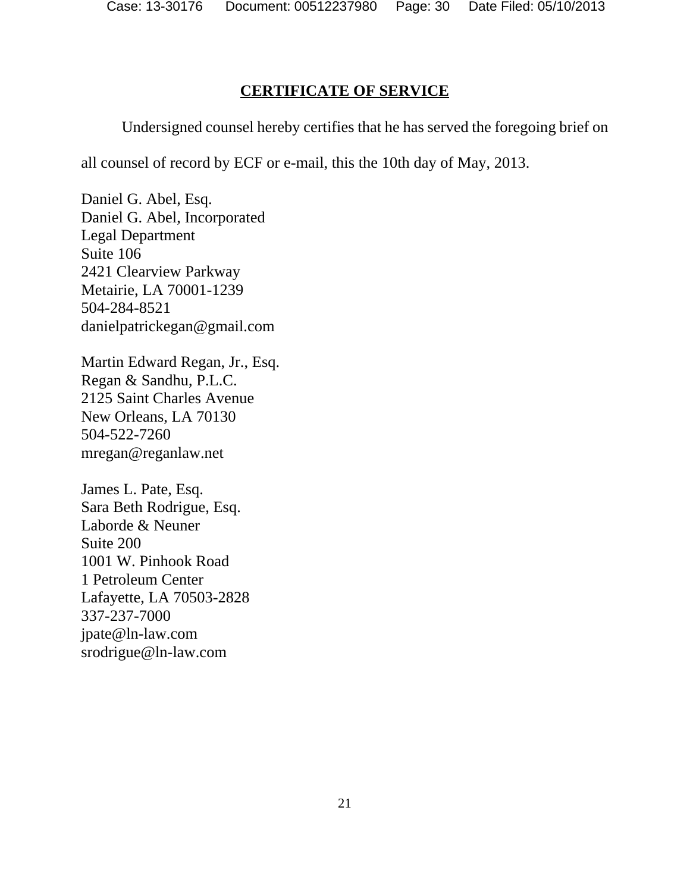## CERTIFICATE OF SERVICE

Undersigned counsel hereby certifies that he has served the foregoing brief on all counsel of record by ECF or e-mail, this the 10th day of May, 2013.

Daniel G. Abel, Esq.
Daniel G. Abel, Incorporated
Legal Department
Suite 106
2421 Clearview Parkway
Metairie, LA 70001-1239
504-284-8521
danielpatrickegan@gmail.com

Martin Edward Regan, Jr., Esq.
Regan & Sandhu, P.L.C.
2125 Saint Charles Avenue
New Orleans, LA 70130
504-522-7260
mregan@reganlaw.net

James L. Pate, Esq.
Sara Beth Rodrigue, Esq.
Laborde & Neuner
Suite 200
1001 W. Pinhook Road
1 Petroleum Center
Lafayette, LA 70503-2828
337-237-7000
jpate@ln-law.com
srodrigue@ln-law.com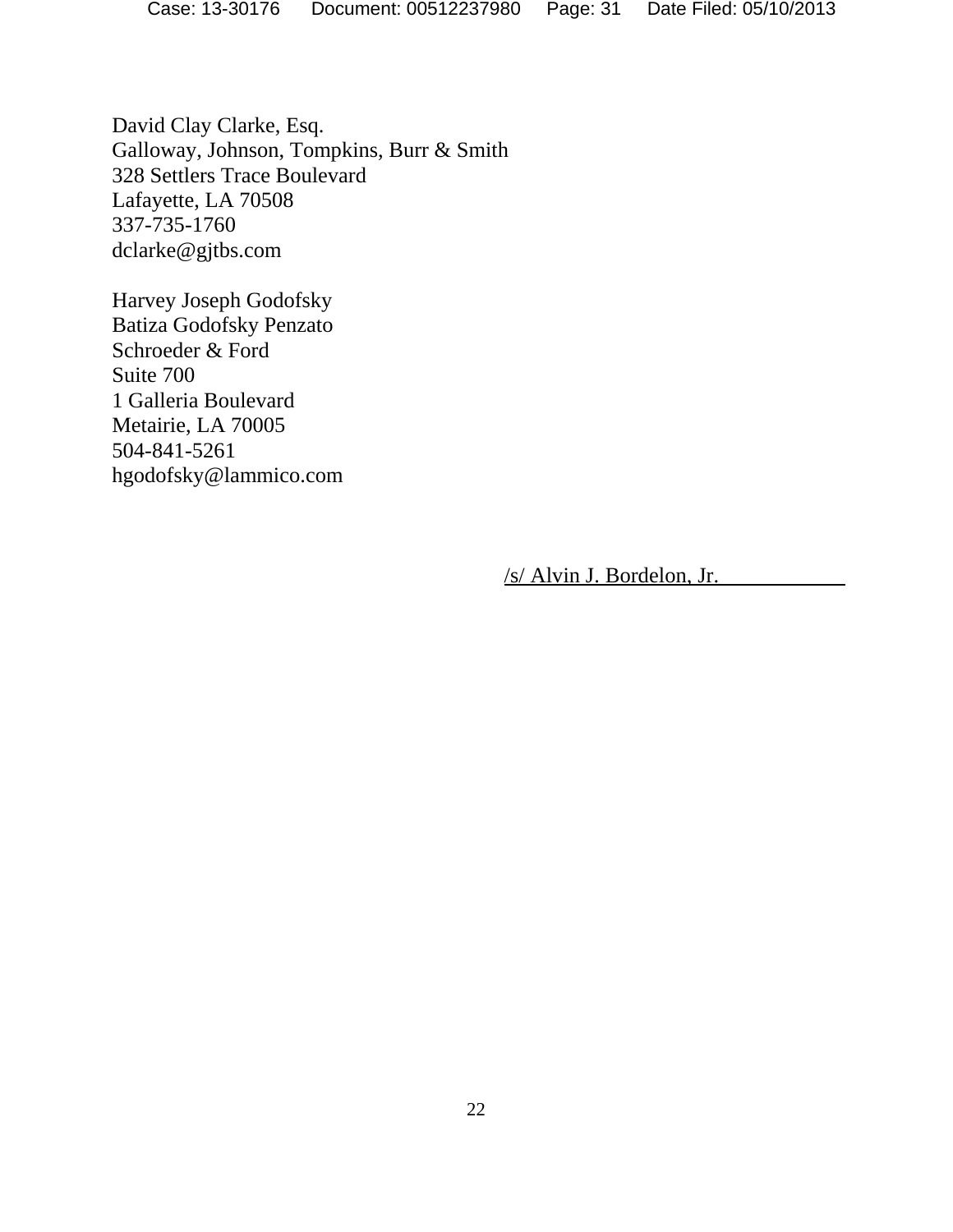David Clay Clarke, Esq.
Galloway, Johnson, Tompkins, Burr & Smith
328 Settlers Trace Boulevard
Lafayette, LA 70508
337-735-1760
dclarke@gjtbs.com

Harvey Joseph Godofsky
Batiza Godofsky Penzato
Schroeder & Ford
Suite 700
1 Galleria Boulevard
Metairie, LA 70005
504-841-5261
hgodofsky@lammico.com

/s/ Alvin J. Bordelon, Jr.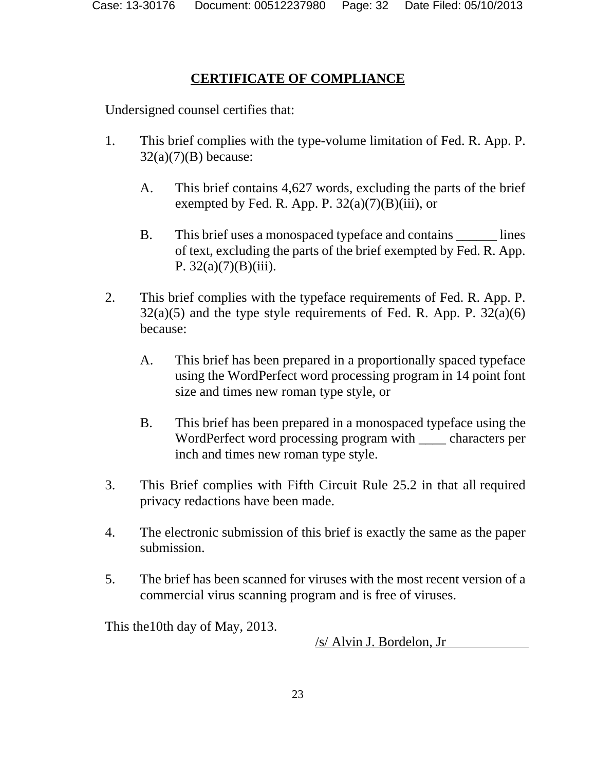## **CERTIFICATE OF COMPLIANCE**

Undersigned counsel certifies that:

1. This brief complies with the type-volume limitation of Fed. R. App. P. 32(a)(7)(B) because:

   A. This brief contains 4,627 words, excluding the parts of the brief exempted by Fed. R. App. P. 32(a)(7)(B)(iii), or

   B. This brief uses a monospaced typeface and contains ______ lines of text, excluding the parts of the brief exempted by Fed. R. App. P. 32(a)(7)(B)(iii).

2. This brief complies with the typeface requirements of Fed. R. App. P. 32(a)(5) and the type style requirements of Fed. R. App. P. 32(a)(6) because:

   A. This brief has been prepared in a proportionally spaced typeface using the WordPerfect word processing program in 14 point font size and times new roman type style, or

   B. This brief has been prepared in a monospaced typeface using the WordPerfect word processing program with ____ characters per inch and times new roman type style.

3. This Brief complies with Fifth Circuit Rule 25.2 in that all required privacy redactions have been made.

4. The electronic submission of this brief is exactly the same as the paper submission.

5. The brief has been scanned for viruses with the most recent version of a commercial virus scanning program and is free of viruses.

This the10th day of May, 2013.

/s/ Alvin J. Bordelon, Jr